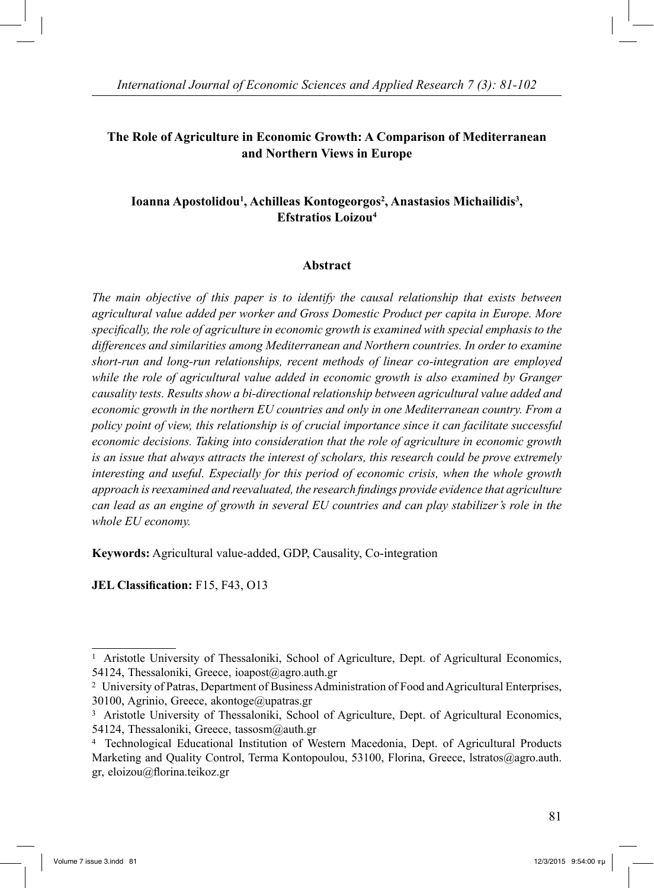# The Role of Agriculture in Economic Growth: A Comparison of Mediterranean and Northern Views in Europe

**Ioanna Apostolidou[1], Achilleas Kontogeorgos[2], Anastasios Michailidis[3], Efstratios Loizou[4]**

## Abstract

*The main objective of this paper is to identify the causal relationship that exists between agricultural value added per worker and Gross Domestic Product per capita in Europe. More specifically, the role of agriculture in economic growth is examined with special emphasis to the differences and similarities among Mediterranean and Northern countries. In order to examine short-run and long-run relationships, recent methods of linear co-integration are employed while the role of agricultural value added in economic growth is also examined by Granger causality tests. Results show a bi-directional relationship between agricultural value added and economic growth in the northern EU countries and only in one Mediterranean country. From a policy point of view, this relationship is of crucial importance since it can facilitate successful economic decisions. Taking into consideration that the role of agriculture in economic growth is an issue that always attracts the interest of scholars, this research could be prove extremely interesting and useful. Especially for this period of economic crisis, when the whole growth approach is reexamined and reevaluated, the research findings provide evidence that agriculture can lead as an engine of growth in several EU countries and can play stabilizer's role in the whole EU economy.*

**Keywords:** Agricultural value-added, GDP, Causality, Co-integration

**JEL Classification:** F15, F43, O13

---

[1] Aristotle University of Thessaloniki, School of Agriculture, Dept. of Agricultural Economics, 54124, Thessaloniki, Greece, ioapost@agro.auth.gr

[2] University of Patras, Department of Business Administration of Food and Agricultural Enterprises, 30100, Agrinio, Greece, akontoge@upatras.gr

[3] Aristotle University of Thessaloniki, School of Agriculture, Dept. of Agricultural Economics, 54124, Thessaloniki, Greece, tassosm@auth.gr

[4] Technological Educational Institution of Western Macedonia, Dept. of Agricultural Products Marketing and Quality Control, Terma Kontopoulou, 53100, Florina, Greece, lstratos@agro.auth.gr, eloizou@florina.teikoz.gr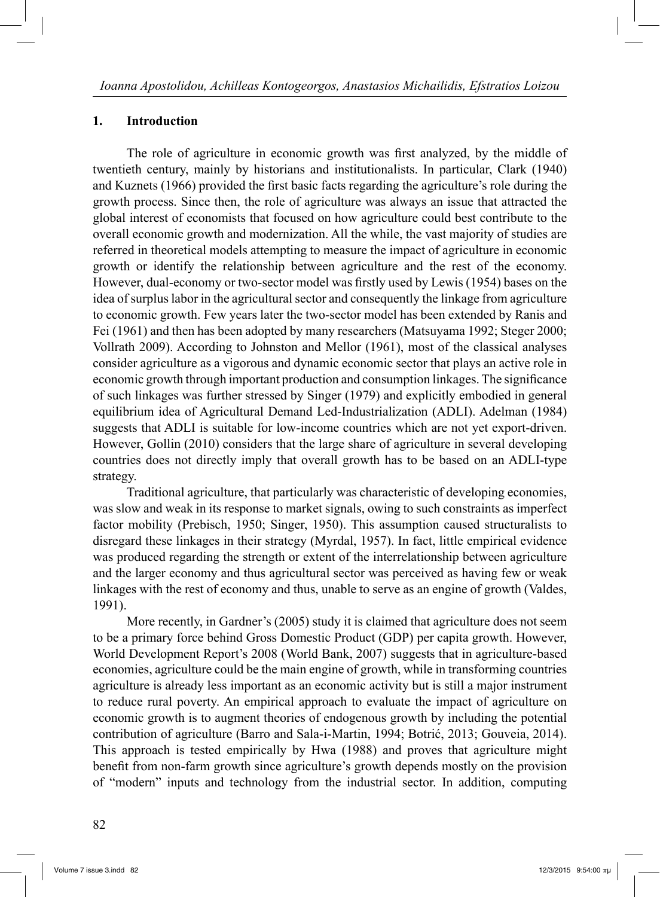## 1. Introduction

The role of agriculture in economic growth was first analyzed, by the middle of twentieth century, mainly by historians and institutionalists. In particular, Clark (1940) and Kuznets (1966) provided the first basic facts regarding the agriculture's role during the growth process. Since then, the role of agriculture was always an issue that attracted the global interest of economists that focused on how agriculture could best contribute to the overall economic growth and modernization. All the while, the vast majority of studies are referred in theoretical models attempting to measure the impact of agriculture in economic growth or identify the relationship between agriculture and the rest of the economy. However, dual-economy or two-sector model was firstly used by Lewis (1954) bases on the idea of surplus labor in the agricultural sector and consequently the linkage from agriculture to economic growth. Few years later the two-sector model has been extended by Ranis and Fei (1961) and then has been adopted by many researchers (Matsuyama 1992; Steger 2000; Vollrath 2009). According to Johnston and Mellor (1961), most of the classical analyses consider agriculture as a vigorous and dynamic economic sector that plays an active role in economic growth through important production and consumption linkages. The significance of such linkages was further stressed by Singer (1979) and explicitly embodied in general equilibrium idea of Agricultural Demand Led-Industrialization (ADLI). Adelman (1984) suggests that ADLI is suitable for low-income countries which are not yet export-driven. However, Gollin (2010) considers that the large share of agriculture in several developing countries does not directly imply that overall growth has to be based on an ADLI-type strategy.

Traditional agriculture, that particularly was characteristic of developing economies, was slow and weak in its response to market signals, owing to such constraints as imperfect factor mobility (Prebisch, 1950; Singer, 1950). This assumption caused structuralists to disregard these linkages in their strategy (Myrdal, 1957). In fact, little empirical evidence was produced regarding the strength or extent of the interrelationship between agriculture and the larger economy and thus agricultural sector was perceived as having few or weak linkages with the rest of economy and thus, unable to serve as an engine of growth (Valdes, 1991).

More recently, in Gardner's (2005) study it is claimed that agriculture does not seem to be a primary force behind Gross Domestic Product (GDP) per capita growth. However, World Development Report's 2008 (World Bank, 2007) suggests that in agriculture-based economies, agriculture could be the main engine of growth, while in transforming countries agriculture is already less important as an economic activity but is still a major instrument to reduce rural poverty. An empirical approach to evaluate the impact of agriculture on economic growth is to augment theories of endogenous growth by including the potential contribution of agriculture (Barro and Sala-i-Martin, 1994; Botrić, 2013; Gouveia, 2014). This approach is tested empirically by Hwa (1988) and proves that agriculture might benefit from non-farm growth since agriculture's growth depends mostly on the provision of "modern" inputs and technology from the industrial sector. In addition, computing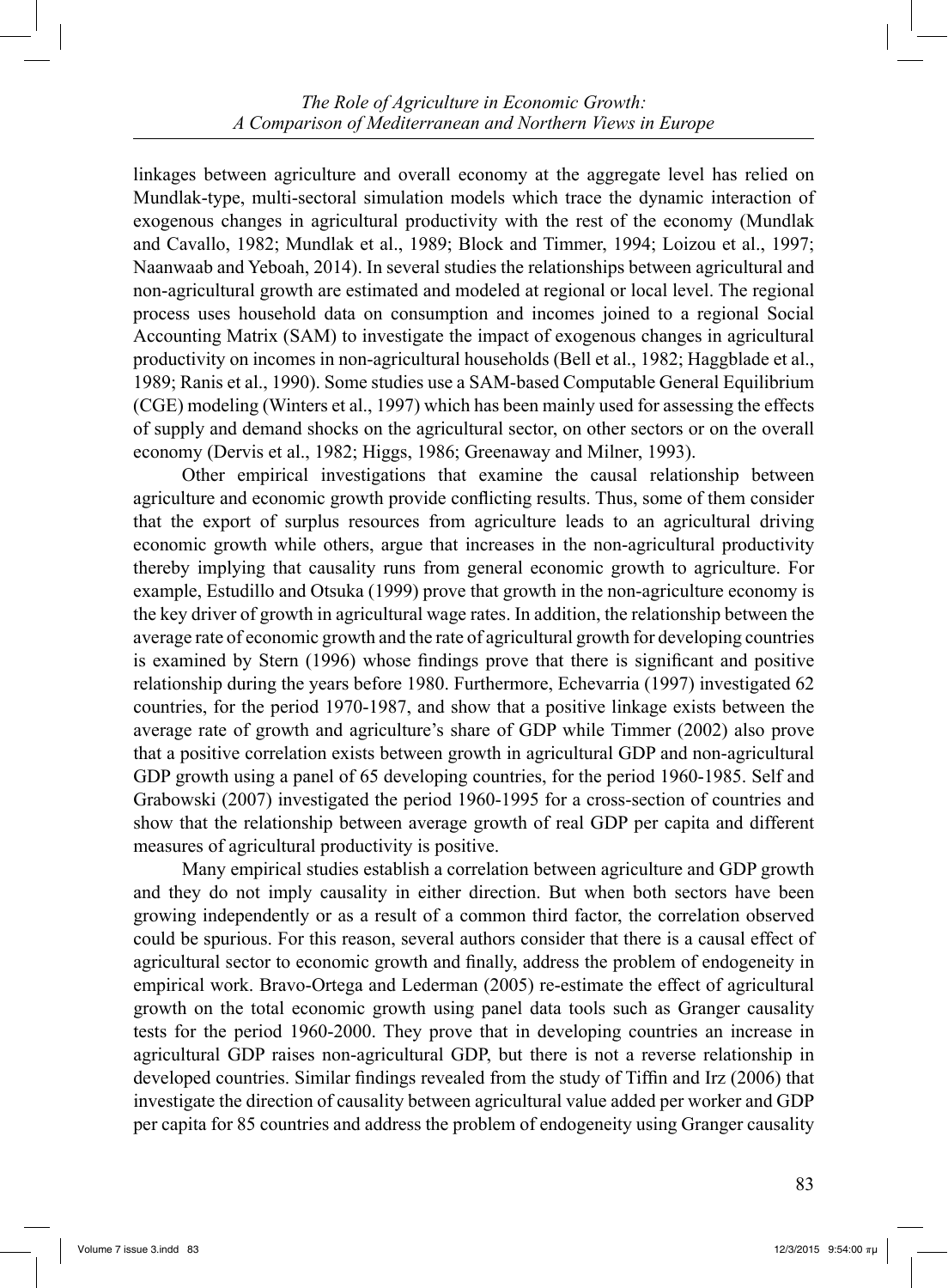linkages between agriculture and overall economy at the aggregate level has relied on Mundlak-type, multi-sectoral simulation models which trace the dynamic interaction of exogenous changes in agricultural productivity with the rest of the economy (Mundlak and Cavallo, 1982; Mundlak et al., 1989; Block and Timmer, 1994; Loizou et al., 1997; Naanwaab and Yeboah, 2014). In several studies the relationships between agricultural and non-agricultural growth are estimated and modeled at regional or local level. The regional process uses household data on consumption and incomes joined to a regional Social Accounting Matrix (SAM) to investigate the impact of exogenous changes in agricultural productivity on incomes in non-agricultural households (Bell et al., 1982; Haggblade et al., 1989; Ranis et al., 1990). Some studies use a SAM-based Computable General Equilibrium (CGE) modeling (Winters et al., 1997) which has been mainly used for assessing the effects of supply and demand shocks on the agricultural sector, on other sectors or on the overall economy (Dervis et al., 1982; Higgs, 1986; Greenaway and Milner, 1993).

Other empirical investigations that examine the causal relationship between agriculture and economic growth provide conflicting results. Thus, some of them consider that the export of surplus resources from agriculture leads to an agricultural driving economic growth while others, argue that increases in the non-agricultural productivity thereby implying that causality runs from general economic growth to agriculture. For example, Estudillo and Otsuka (1999) prove that growth in the non-agriculture economy is the key driver of growth in agricultural wage rates. In addition, the relationship between the average rate of economic growth and the rate of agricultural growth for developing countries is examined by Stern (1996) whose findings prove that there is significant and positive relationship during the years before 1980. Furthermore, Echevarria (1997) investigated 62 countries, for the period 1970-1987, and show that a positive linkage exists between the average rate of growth and agriculture's share of GDP while Timmer (2002) also prove that a positive correlation exists between growth in agricultural GDP and non-agricultural GDP growth using a panel of 65 developing countries, for the period 1960-1985. Self and Grabowski (2007) investigated the period 1960-1995 for a cross-section of countries and show that the relationship between average growth of real GDP per capita and different measures of agricultural productivity is positive.

Many empirical studies establish a correlation between agriculture and GDP growth and they do not imply causality in either direction. But when both sectors have been growing independently or as a result of a common third factor, the correlation observed could be spurious. For this reason, several authors consider that there is a causal effect of agricultural sector to economic growth and finally, address the problem of endogeneity in empirical work. Bravo-Ortega and Lederman (2005) re-estimate the effect of agricultural growth on the total economic growth using panel data tools such as Granger causality tests for the period 1960-2000. They prove that in developing countries an increase in agricultural GDP raises non-agricultural GDP, but there is not a reverse relationship in developed countries. Similar findings revealed from the study of Tiffin and Irz (2006) that investigate the direction of causality between agricultural value added per worker and GDP per capita for 85 countries and address the problem of endogeneity using Granger causality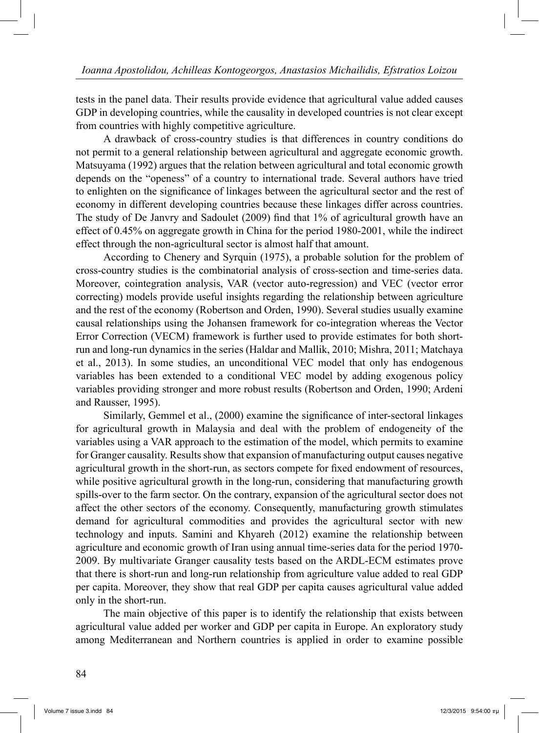tests in the panel data. Their results provide evidence that agricultural value added causes GDP in developing countries, while the causality in developed countries is not clear except from countries with highly competitive agriculture.

A drawback of cross-country studies is that differences in country conditions do not permit to a general relationship between agricultural and aggregate economic growth. Matsuyama (1992) argues that the relation between agricultural and total economic growth depends on the "openess" of a country to international trade. Several authors have tried to enlighten on the significance of linkages between the agricultural sector and the rest of economy in different developing countries because these linkages differ across countries. The study of De Janvry and Sadoulet (2009) find that 1% of agricultural growth have an effect of 0.45% on aggregate growth in China for the period 1980-2001, while the indirect effect through the non-agricultural sector is almost half that amount.

According to Chenery and Syrquin (1975), a probable solution for the problem of cross-country studies is the combinatorial analysis of cross-section and time-series data. Moreover, cointegration analysis, VAR (vector auto-regression) and VEC (vector error correcting) models provide useful insights regarding the relationship between agriculture and the rest of the economy (Robertson and Orden, 1990). Several studies usually examine causal relationships using the Johansen framework for co-integration whereas the Vector Error Correction (VECM) framework is further used to provide estimates for both short-run and long-run dynamics in the series (Haldar and Mallik, 2010; Mishra, 2011; Matchaya et al., 2013). In some studies, an unconditional VEC model that only has endogenous variables has been extended to a conditional VEC model by adding exogenous policy variables providing stronger and more robust results (Robertson and Orden, 1990; Ardeni and Rausser, 1995).

Similarly, Gemmel et al., (2000) examine the significance of inter-sectoral linkages for agricultural growth in Malaysia and deal with the problem of endogeneity of the variables using a VAR approach to the estimation of the model, which permits to examine for Granger causality. Results show that expansion of manufacturing output causes negative agricultural growth in the short-run, as sectors compete for fixed endowment of resources, while positive agricultural growth in the long-run, considering that manufacturing growth spills-over to the farm sector. On the contrary, expansion of the agricultural sector does not affect the other sectors of the economy. Consequently, manufacturing growth stimulates demand for agricultural commodities and provides the agricultural sector with new technology and inputs. Samini and Khyareh (2012) examine the relationship between agriculture and economic growth of Iran using annual time-series data for the period 1970-2009. By multivariate Granger causality tests based on the ARDL-ECM estimates prove that there is short-run and long-run relationship from agriculture value added to real GDP per capita. Moreover, they show that real GDP per capita causes agricultural value added only in the short-run.

The main objective of this paper is to identify the relationship that exists between agricultural value added per worker and GDP per capita in Europe. An exploratory study among Mediterranean and Northern countries is applied in order to examine possible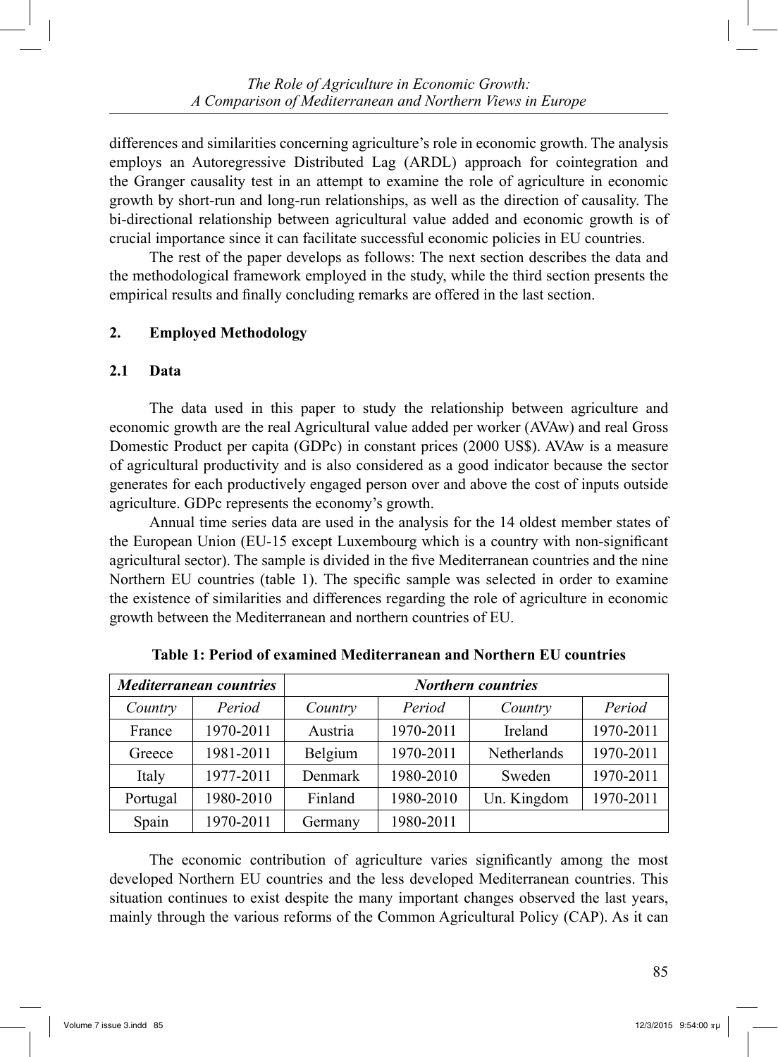differences and similarities concerning agriculture's role in economic growth. The analysis employs an Autoregressive Distributed Lag (ARDL) approach for cointegration and the Granger causality test in an attempt to examine the role of agriculture in economic growth by short-run and long-run relationships, as well as the direction of causality. The bi-directional relationship between agricultural value added and economic growth is of crucial importance since it can facilitate successful economic policies in EU countries.

The rest of the paper develops as follows: The next section describes the data and the methodological framework employed in the study, while the third section presents the empirical results and finally concluding remarks are offered in the last section.

## 2. Employed Methodology

### 2.1 Data

The data used in this paper to study the relationship between agriculture and economic growth are the real Agricultural value added per worker (AVAw) and real Gross Domestic Product per capita (GDPc) in constant prices (2000 US$). AVAw is a measure of agricultural productivity and is also considered as a good indicator because the sector generates for each productively engaged person over and above the cost of inputs outside agriculture. GDPc represents the economy's growth.

Annual time series data are used in the analysis for the 14 oldest member states of the European Union (EU-15 except Luxembourg which is a country with non-significant agricultural sector). The sample is divided in the five Mediterranean countries and the nine Northern EU countries (table 1). The specific sample was selected in order to examine the existence of similarities and differences regarding the role of agriculture in economic growth between the Mediterranean and northern countries of EU.

**Table 1: Period of examined Mediterranean and Northern EU countries**

| *Mediterranean countries* | | *Northern countries* | | | |
|---|---|---|---|---|---|
| *Country* | *Period* | *Country* | *Period* | *Country* | *Period* |
| France | 1970-2011 | Austria | 1970-2011 | Ireland | 1970-2011 |
| Greece | 1981-2011 | Belgium | 1970-2011 | Netherlands | 1970-2011 |
| Italy | 1977-2011 | Denmark | 1980-2010 | Sweden | 1970-2011 |
| Portugal | 1980-2010 | Finland | 1980-2010 | Un. Kingdom | 1970-2011 |
| Spain | 1970-2011 | Germany | 1980-2011 | | |

The economic contribution of agriculture varies significantly among the most developed Northern EU countries and the less developed Mediterranean countries. This situation continues to exist despite the many important changes observed the last years, mainly through the various reforms of the Common Agricultural Policy (CAP). As it can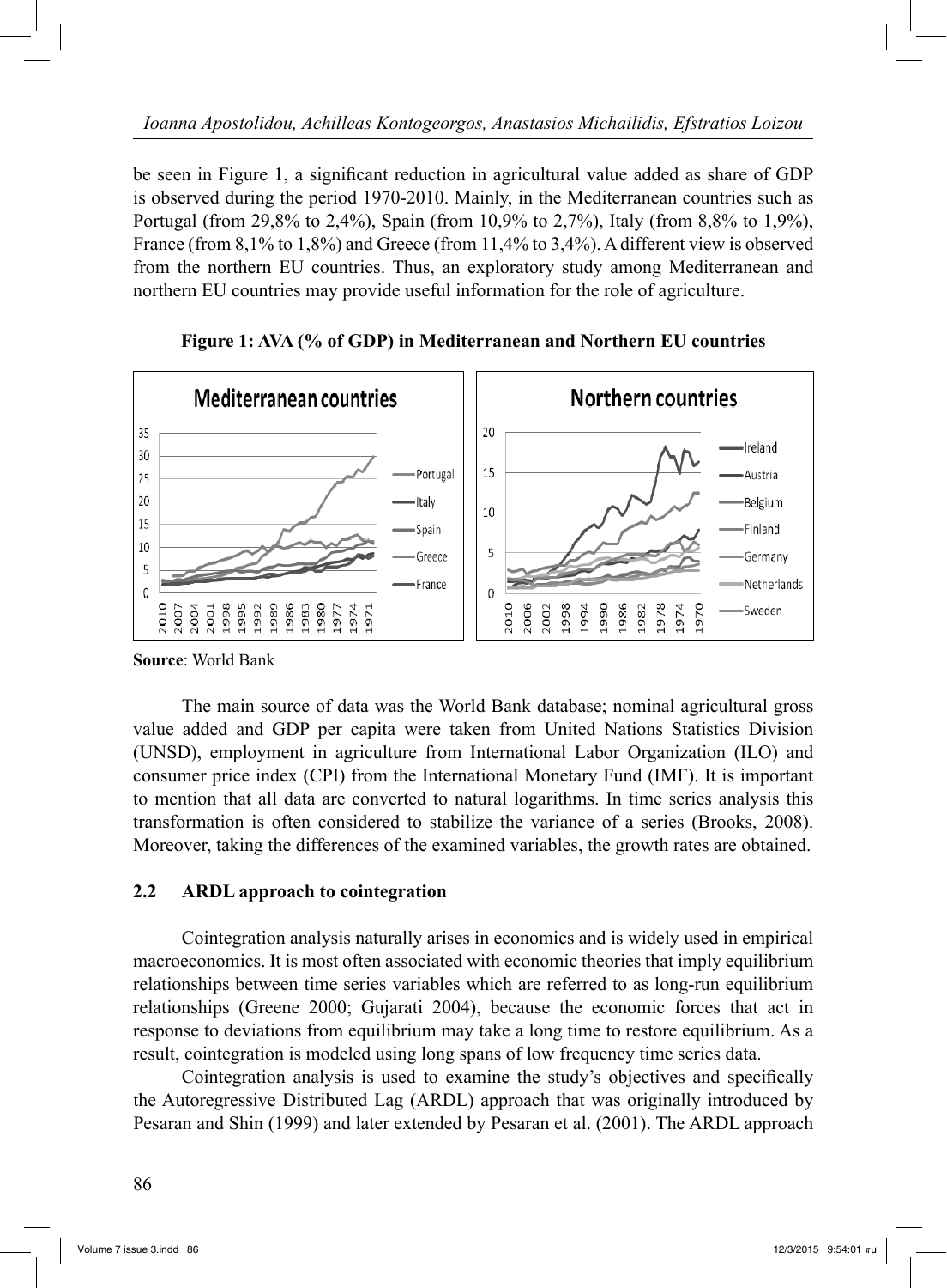be seen in Figure 1, a significant reduction in agricultural value added as share of GDP is observed during the period 1970-2010. Mainly, in the Mediterranean countries such as Portugal (from 29,8% to 2,4%), Spain (from 10,9% to 2,7%), Italy (from 8,8% to 1,9%), France (from 8,1% to 1,8%) and Greece (from 11,4% to 3,4%). A different view is observed from the northern EU countries. Thus, an exploratory study among Mediterranean and northern EU countries may provide useful information for the role of agriculture.

**Figure 1: AVA (% of GDP) in Mediterranean and Northern EU countries**

**Source**: World Bank

The main source of data was the World Bank database; nominal agricultural gross value added and GDP per capita were taken from United Nations Statistics Division (UNSD), employment in agriculture from International Labor Organization (ILO) and consumer price index (CPI) from the International Monetary Fund (IMF). It is important to mention that all data are converted to natural logarithms. In time series analysis this transformation is often considered to stabilize the variance of a series (Brooks, 2008). Moreover, taking the differences of the examined variables, the growth rates are obtained.

### 2.2 ARDL approach to cointegration

Cointegration analysis naturally arises in economics and is widely used in empirical macroeconomics. It is most often associated with economic theories that imply equilibrium relationships between time series variables which are referred to as long-run equilibrium relationships (Greene 2000; Gujarati 2004), because the economic forces that act in response to deviations from equilibrium may take a long time to restore equilibrium. As a result, cointegration is modeled using long spans of low frequency time series data.

Cointegration analysis is used to examine the study's objectives and specifically the Autoregressive Distributed Lag (ARDL) approach that was originally introduced by Pesaran and Shin (1999) and later extended by Pesaran et al. (2001). The ARDL approach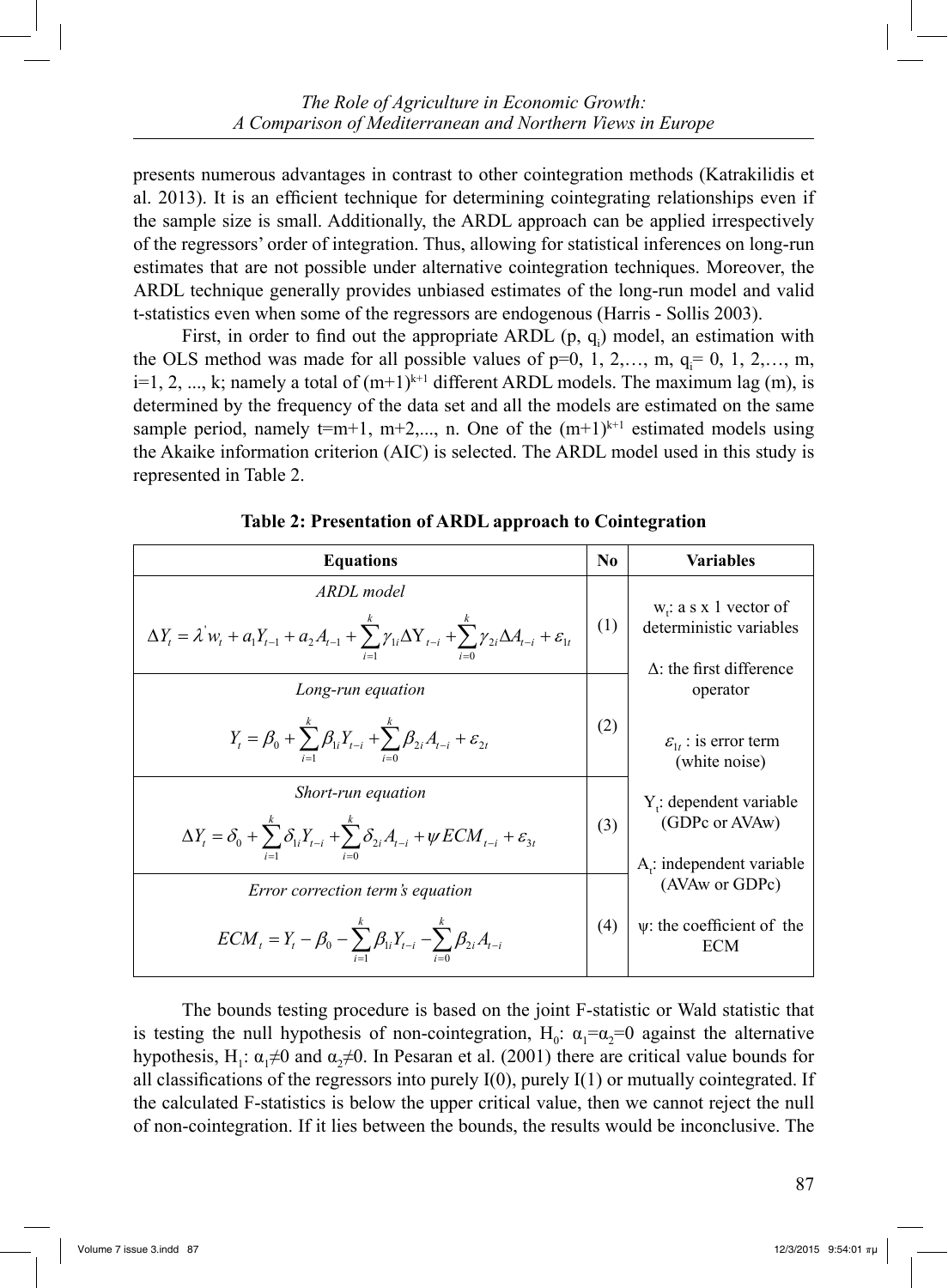presents numerous advantages in contrast to other cointegration methods (Katrakilidis et al. 2013). It is an efficient technique for determining cointegrating relationships even if the sample size is small. Additionally, the ARDL approach can be applied irrespectively of the regressors' order of integration. Thus, allowing for statistical inferences on long-run estimates that are not possible under alternative cointegration techniques. Moreover, the ARDL technique generally provides unbiased estimates of the long-run model and valid t-statistics even when some of the regressors are endogenous (Harris - Sollis 2003).

First, in order to find out the appropriate ARDL (p, $q_i$) model, an estimation with the OLS method was made for all possible values of p=0, 1, 2,…, m, $q_i$= 0, 1, 2,…, m, i=1, 2, ..., k; namely a total of $(m+1)^{k+1}$ different ARDL models. The maximum lag (m), is determined by the frequency of the data set and all the models are estimated on the same sample period, namely t=m+1, m+2,..., n. One of the $(m+1)^{k+1}$ estimated models using the Akaike information criterion (AIC) is selected. The ARDL model used in this study is represented in Table 2.

**Table 2: Presentation of ARDL approach to Cointegration**

| Equations | No | Variables |
|---|---|---|
| *ARDL model* $$\Delta Y_t = \lambda' w_t + a_1 Y_{t-1} + a_2 A_{t-1} + \sum_{i=1}^{k} \gamma_{1i} \Delta Y_{t-i} + \sum_{i=0}^{k} \gamma_{2i} \Delta A_{t-i} + \varepsilon_{1t}$$ | (1) | $w_t$: a s x 1 vector of deterministic variables; Δ: the first difference operator |
| *Long-run equation* $$Y_t = \beta_0 + \sum_{i=1}^{k} \beta_{1i} Y_{t-i} + \sum_{i=0}^{k} \beta_{2i} A_{t-i} + \varepsilon_{2t}$$ | (2) | $\varepsilon_{1t}$ : is error term (white noise) |
| *Short-run equation* $$\Delta Y_t = \delta_0 + \sum_{i=1}^{k} \delta_{1i} Y_{t-i} + \sum_{i=0}^{k} \delta_{2i} A_{t-i} + \psi ECM_{t-i} + \varepsilon_{3t}$$ | (3) | $Y_t$: dependent variable (GDPc or AVAw); $A_t$: independent variable (AVAw or GDPc) |
| *Error correction term's equation* $$ECM_t = Y_t - \beta_0 - \sum_{i=1}^{k} \beta_{1i} Y_{t-i} - \sum_{i=0}^{k} \beta_{2i} A_{t-i}$$ | (4) | ψ: the coefficient of the ECM |

The bounds testing procedure is based on the joint F-statistic or Wald statistic that is testing the null hypothesis of non-cointegration, $H_0$: $\alpha_1 = \alpha_2 = 0$ against the alternative hypothesis, $H_1$: $\alpha_1 \neq 0$ and $\alpha_2 \neq 0$. In Pesaran et al. (2001) there are critical value bounds for all classifications of the regressors into purely I(0), purely I(1) or mutually cointegrated. If the calculated F-statistics is below the upper critical value, then we cannot reject the null of non-cointegration. If it lies between the bounds, the results would be inconclusive. The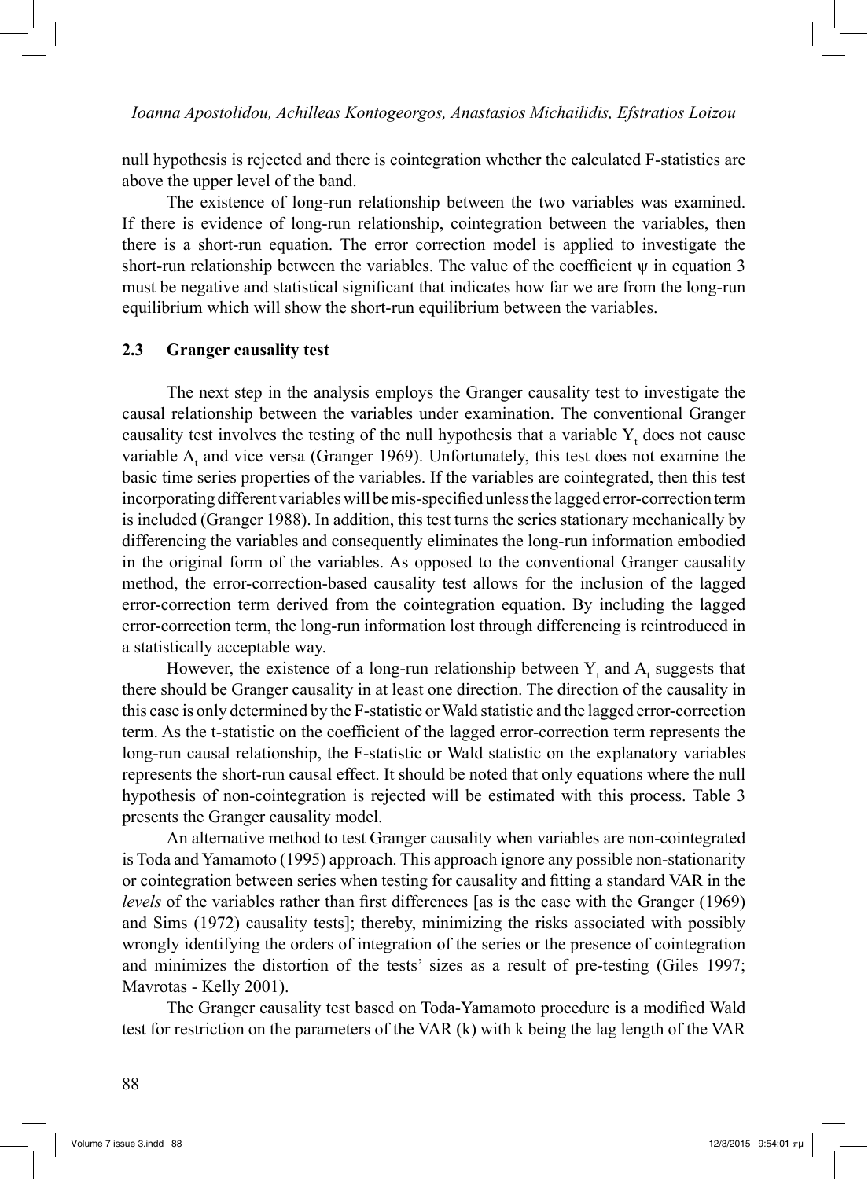null hypothesis is rejected and there is cointegration whether the calculated F-statistics are above the upper level of the band.

The existence of long-run relationship between the two variables was examined. If there is evidence of long-run relationship, cointegration between the variables, then there is a short-run equation. The error correction model is applied to investigate the short-run relationship between the variables. The value of the coefficient $\psi$ in equation 3 must be negative and statistical significant that indicates how far we are from the long-run equilibrium which will show the short-run equilibrium between the variables.

### 2.3 Granger causality test

The next step in the analysis employs the Granger causality test to investigate the causal relationship between the variables under examination. The conventional Granger causality test involves the testing of the null hypothesis that a variable $Y_t$ does not cause variable $A_t$ and vice versa (Granger 1969). Unfortunately, this test does not examine the basic time series properties of the variables. If the variables are cointegrated, then this test incorporating different variables will be mis-specified unless the lagged error-correction term is included (Granger 1988). In addition, this test turns the series stationary mechanically by differencing the variables and consequently eliminates the long-run information embodied in the original form of the variables. As opposed to the conventional Granger causality method, the error-correction-based causality test allows for the inclusion of the lagged error-correction term derived from the cointegration equation. By including the lagged error-correction term, the long-run information lost through differencing is reintroduced in a statistically acceptable way.

However, the existence of a long-run relationship between $Y_t$ and $A_t$ suggests that there should be Granger causality in at least one direction. The direction of the causality in this case is only determined by the F-statistic or Wald statistic and the lagged error-correction term. As the t-statistic on the coefficient of the lagged error-correction term represents the long-run causal relationship, the F-statistic or Wald statistic on the explanatory variables represents the short-run causal effect. It should be noted that only equations where the null hypothesis of non-cointegration is rejected will be estimated with this process. Table 3 presents the Granger causality model.

An alternative method to test Granger causality when variables are non-cointegrated is Toda and Yamamoto (1995) approach. This approach ignore any possible non-stationarity or cointegration between series when testing for causality and fitting a standard VAR in the *levels* of the variables rather than first differences [as is the case with the Granger (1969) and Sims (1972) causality tests]; thereby, minimizing the risks associated with possibly wrongly identifying the orders of integration of the series or the presence of cointegration and minimizes the distortion of the tests' sizes as a result of pre-testing (Giles 1997; Mavrotas - Kelly 2001).

The Granger causality test based on Toda-Yamamoto procedure is a modified Wald test for restriction on the parameters of the VAR (k) with k being the lag length of the VAR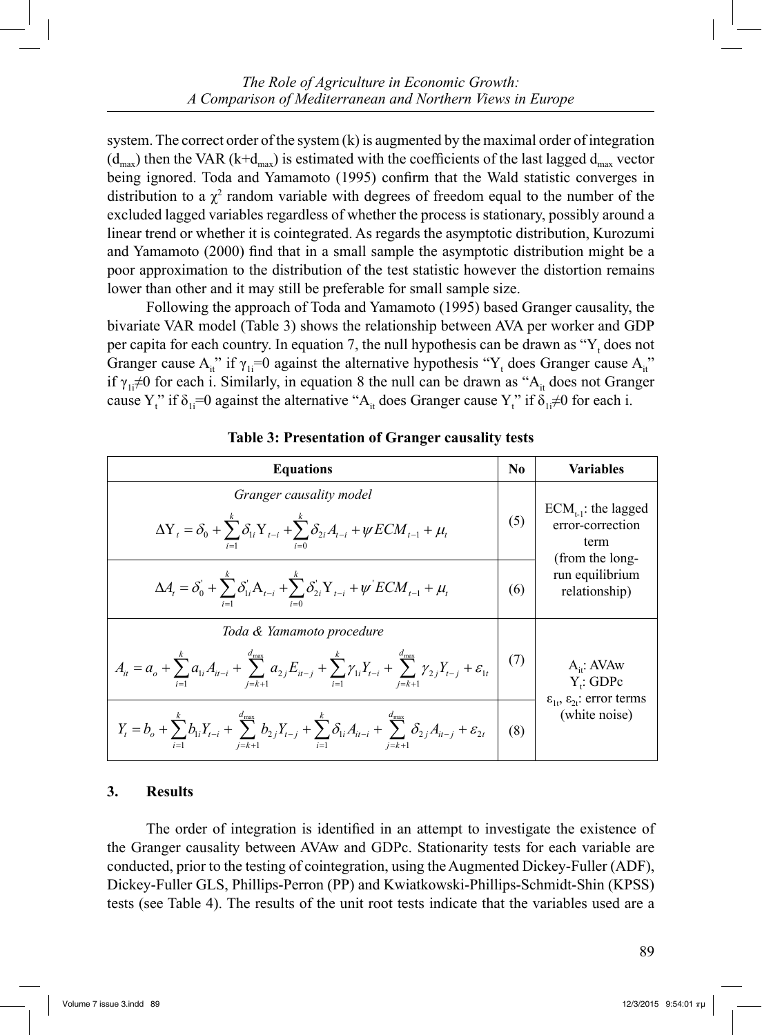system. The correct order of the system (k) is augmented by the maximal order of integration ($d_{max}$) then the VAR ($k+d_{max}$) is estimated with the coefficients of the last lagged $d_{max}$ vector being ignored. Toda and Yamamoto (1995) confirm that the Wald statistic converges in distribution to a $\chi^2$ random variable with degrees of freedom equal to the number of the excluded lagged variables regardless of whether the process is stationary, possibly around a linear trend or whether it is cointegrated. As regards the asymptotic distribution, Kurozumi and Yamamoto (2000) find that in a small sample the asymptotic distribution might be a poor approximation to the distribution of the test statistic however the distortion remains lower than other and it may still be preferable for small sample size.

Following the approach of Toda and Yamamoto (1995) based Granger causality, the bivariate VAR model (Table 3) shows the relationship between AVA per worker and GDP per capita for each country. In equation 7, the null hypothesis can be drawn as "$Y_t$ does not Granger cause $A_{it}$" if $\gamma_{1i}=0$ against the alternative hypothesis "$Y_t$ does Granger cause $A_{it}$" if $\gamma_{1i}\neq 0$ for each i. Similarly, in equation 8 the null can be drawn as "$A_{it}$ does not Granger cause $Y_t$" if $\delta_{1i}=0$ against the alternative "$A_{it}$ does Granger cause $Y_t$" if $\delta_{1i}\neq 0$ for each i.

**Table 3: Presentation of Granger causality tests**

| Equations | No | Variables |
|---|---|---|
| *Granger causality model* $\Delta Y_t = \delta_0 + \sum_{i=1}^{k}\delta_{1i} Y_{t-i} + \sum_{i=0}^{k}\delta_{2i} A_{t-i} + \psi ECM_{t-1} + \mu_t$ | (5) | $ECM_{t-1}$: the lagged error-correction term (from the long-run equilibrium relationship) |
| $\Delta A_t = \delta_0^{'} + \sum_{i=1}^{k}\delta_{1i}^{'} A_{t-i} + \sum_{i=0}^{k}\delta_{2i}^{'} Y_{t-i} + \psi^{'} ECM_{t-1} + \mu_t$ | (6) | |
| *Toda & Yamamoto procedure* $A_{it} = a_o + \sum_{i=1}^{k} a_{1i} A_{it-i} + \sum_{j=k+1}^{d_{max}} a_{2j} E_{it-j} + \sum_{i=1}^{k}\gamma_{1i} Y_{t-i} + \sum_{j=k+1}^{d_{max}}\gamma_{2j} Y_{t-j} + \varepsilon_{1t}$ | (7) | $A_{it}$: AVAw $Y_t$: GDPc $\varepsilon_{1t}$, $\varepsilon_{2t}$: error terms (white noise) |
| $Y_t = b_o + \sum_{i=1}^{k} b_{1i} Y_{t-i} + \sum_{j=k+1}^{d_{max}} b_{2j} Y_{t-j} + \sum_{i=1}^{k}\delta_{1i} A_{it-i} + \sum_{j=k+1}^{d_{max}}\delta_{2j} A_{it-j} + \varepsilon_{2t}$ | (8) | |

## 3. Results

The order of integration is identified in an attempt to investigate the existence of the Granger causality between AVAw and GDPc. Stationarity tests for each variable are conducted, prior to the testing of cointegration, using the Augmented Dickey-Fuller (ADF), Dickey-Fuller GLS, Phillips-Perron (PP) and Kwiatkowski-Phillips-Schmidt-Shin (KPSS) tests (see Table 4). The results of the unit root tests indicate that the variables used are a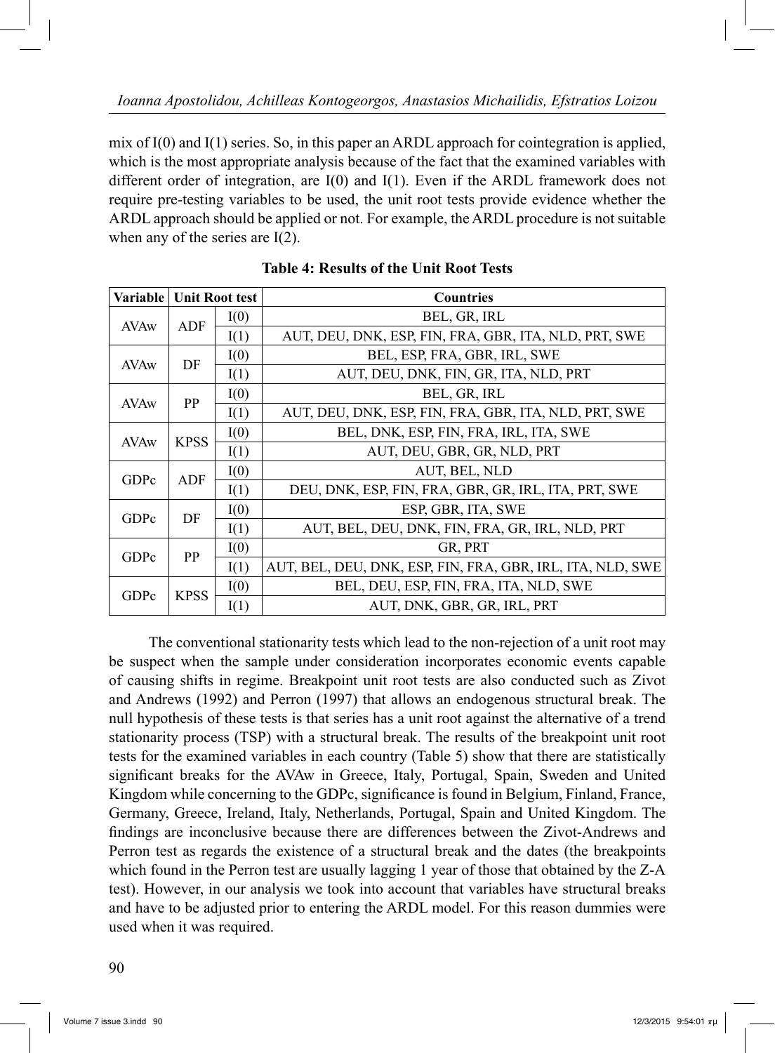mix of I(0) and I(1) series. So, in this paper an ARDL approach for cointegration is applied, which is the most appropriate analysis because of the fact that the examined variables with different order of integration, are I(0) and I(1). Even if the ARDL framework does not require pre-testing variables to be used, the unit root tests provide evidence whether the ARDL approach should be applied or not. For example, the ARDL procedure is not suitable when any of the series are I(2).

**Table 4: Results of the Unit Root Tests**

| Variable | Unit Root test | | Countries |
|---|---|---|---|
| AVAw | ADF | I(0) | BEL, GR, IRL |
| | | I(1) | AUT, DEU, DNK, ESP, FIN, FRA, GBR, ITA, NLD, PRT, SWE |
| AVAw | DF | I(0) | BEL, ESP, FRA, GBR, IRL, SWE |
| | | I(1) | AUT, DEU, DNK, FIN, GR, ITA, NLD, PRT |
| AVAw | PP | I(0) | BEL, GR, IRL |
| | | I(1) | AUT, DEU, DNK, ESP, FIN, FRA, GBR, ITA, NLD, PRT, SWE |
| AVAw | KPSS | I(0) | BEL, DNK, ESP, FIN, FRA, IRL, ITA, SWE |
| | | I(1) | AUT, DEU, GBR, GR, NLD, PRT |
| GDPc | ADF | I(0) | AUT, BEL, NLD |
| | | I(1) | DEU, DNK, ESP, FIN, FRA, GBR, GR, IRL, ITA, PRT, SWE |
| GDPc | DF | I(0) | ESP, GBR, ITA, SWE |
| | | I(1) | AUT, BEL, DEU, DNK, FIN, FRA, GR, IRL, NLD, PRT |
| GDPc | PP | I(0) | GR, PRT |
| | | I(1) | AUT, BEL, DEU, DNK, ESP, FIN, FRA, GBR, IRL, ITA, NLD, SWE |
| GDPc | KPSS | I(0) | BEL, DEU, ESP, FIN, FRA, ITA, NLD, SWE |
| | | I(1) | AUT, DNK, GBR, GR, IRL, PRT |

The conventional stationarity tests which lead to the non-rejection of a unit root may be suspect when the sample under consideration incorporates economic events capable of causing shifts in regime. Breakpoint unit root tests are also conducted such as Zivot and Andrews (1992) and Perron (1997) that allows an endogenous structural break. The null hypothesis of these tests is that series has a unit root against the alternative of a trend stationarity process (TSP) with a structural break. The results of the breakpoint unit root tests for the examined variables in each country (Table 5) show that there are statistically significant breaks for the AVAw in Greece, Italy, Portugal, Spain, Sweden and United Kingdom while concerning to the GDPc, significance is found in Belgium, Finland, France, Germany, Greece, Ireland, Italy, Netherlands, Portugal, Spain and United Kingdom. The findings are inconclusive because there are differences between the Zivot-Andrews and Perron test as regards the existence of a structural break and the dates (the breakpoints which found in the Perron test are usually lagging 1 year of those that obtained by the Z-A test). However, in our analysis we took into account that variables have structural breaks and have to be adjusted prior to entering the ARDL model. For this reason dummies were used when it was required.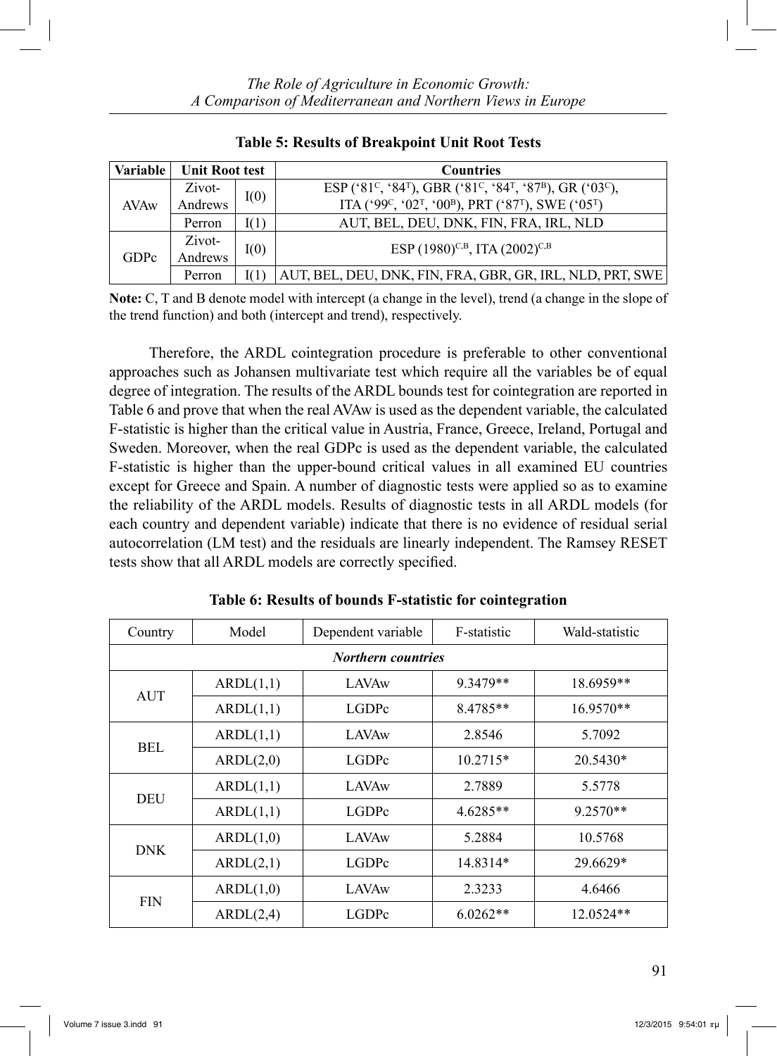**Table 5: Results of Breakpoint Unit Root Tests**

| Variable | Unit Root test | | Countries |
|---|---|---|---|
| AVAw | Zivot-Andrews | I(0) | ESP (‘81$^{C}$, ‘84$^{T}$), GBR (‘81$^{C}$, ‘84$^{T}$, ‘87$^{B}$), GR (‘03$^{C}$), ITA (‘99$^{C}$, ‘02$^{T}$, ‘00$^{B}$), PRT (‘87$^{T}$), SWE (‘05$^{T}$) |
| | Perron | I(1) | AUT, BEL, DEU, DNK, FIN, FRA, IRL, NLD |
| GDPc | Zivot-Andrews | I(0) | ESP (1980)$^{C,B}$, ITA (2002)$^{C,B}$ |
| | Perron | I(1) | AUT, BEL, DEU, DNK, FIN, FRA, GBR, GR, IRL, NLD, PRT, SWE |

**Note:** C, T and B denote model with intercept (a change in the level), trend (a change in the slope of the trend function) and both (intercept and trend), respectively.

Therefore, the ARDL cointegration procedure is preferable to other conventional approaches such as Johansen multivariate test which require all the variables be of equal degree of integration. The results of the ARDL bounds test for cointegration are reported in Table 6 and prove that when the real AVAw is used as the dependent variable, the calculated F-statistic is higher than the critical value in Austria, France, Greece, Ireland, Portugal and Sweden. Moreover, when the real GDPc is used as the dependent variable, the calculated F-statistic is higher than the upper-bound critical values in all examined EU countries except for Greece and Spain. A number of diagnostic tests were applied so as to examine the reliability of the ARDL models. Results of diagnostic tests in all ARDL models (for each country and dependent variable) indicate that there is no evidence of residual serial autocorrelation (LM test) and the residuals are linearly independent. The Ramsey RESET tests show that all ARDL models are correctly specified.

**Table 6: Results of bounds F-statistic for cointegration**

| Country | Model | Dependent variable | F-statistic | Wald-statistic |
|---|---|---|---|---|
| ***Northern countries*** | | | | |
| AUT | ARDL(1,1) | LAVAw | 9.3479** | 18.6959** |
| | ARDL(1,1) | LGDPc | 8.4785** | 16.9570** |
| BEL | ARDL(1,1) | LAVAw | 2.8546 | 5.7092 |
| | ARDL(2,0) | LGDPc | 10.2715* | 20.5430* |
| DEU | ARDL(1,1) | LAVAw | 2.7889 | 5.5778 |
| | ARDL(1,1) | LGDPc | 4.6285** | 9.2570** |
| DNK | ARDL(1,0) | LAVAw | 5.2884 | 10.5768 |
| | ARDL(2,1) | LGDPc | 14.8314* | 29.6629* |
| FIN | ARDL(1,0) | LAVAw | 2.3233 | 4.6466 |
| | ARDL(2,4) | LGDPc | 6.0262** | 12.0524** |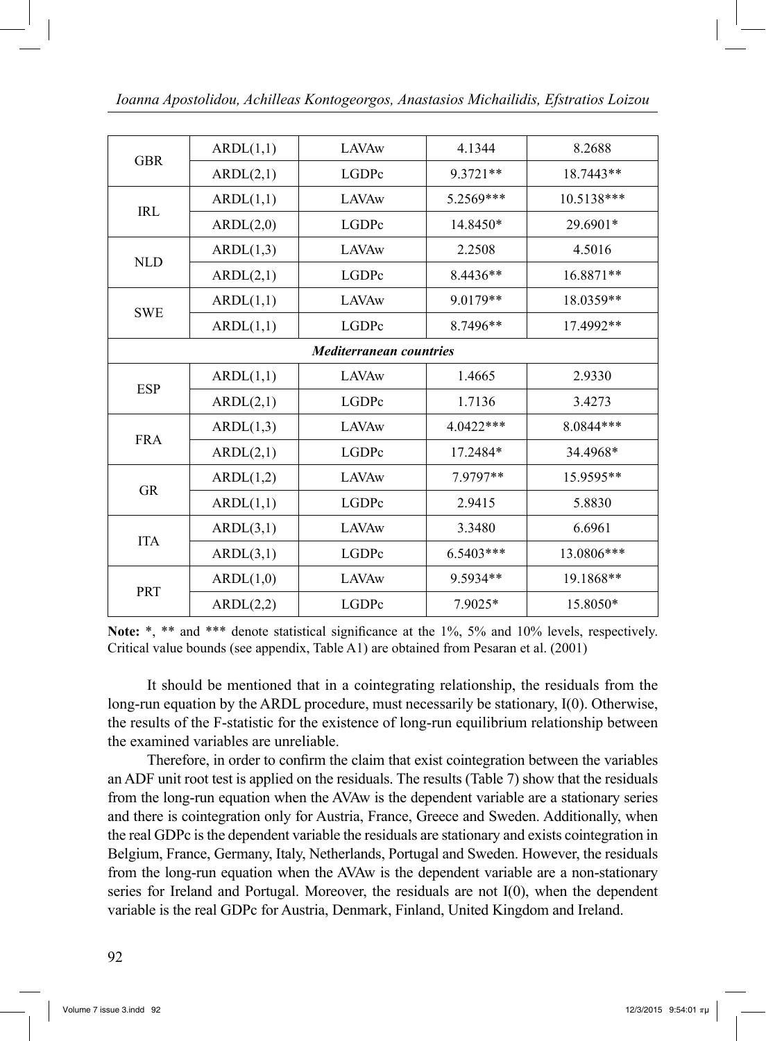| GBR | ARDL(1,1) | LAVAw | 4.1344 | 8.2688 |
|---|---|---|---|---|
| | ARDL(2,1) | LGDPc | 9.3721** | 18.7443** |
| IRL | ARDL(1,1) | LAVAw | 5.2569*** | 10.5138*** |
| | ARDL(2,0) | LGDPc | 14.8450* | 29.6901* |
| NLD | ARDL(1,3) | LAVAw | 2.2508 | 4.5016 |
| | ARDL(2,1) | LGDPc | 8.4436** | 16.8871** |
| SWE | ARDL(1,1) | LAVAw | 9.0179** | 18.0359** |
| | ARDL(1,1) | LGDPc | 8.7496** | 17.4992** |
| ***Mediterranean countries*** | | | | |
| ESP | ARDL(1,1) | LAVAw | 1.4665 | 2.9330 |
| | ARDL(2,1) | LGDPc | 1.7136 | 3.4273 |
| FRA | ARDL(1,3) | LAVAw | 4.0422*** | 8.0844*** |
| | ARDL(2,1) | LGDPc | 17.2484* | 34.4968* |
| GR | ARDL(1,2) | LAVAw | 7.9797** | 15.9595** |
| | ARDL(1,1) | LGDPc | 2.9415 | 5.8830 |
| ITA | ARDL(3,1) | LAVAw | 3.3480 | 6.6961 |
| | ARDL(3,1) | LGDPc | 6.5403*** | 13.0806*** |
| PRT | ARDL(1,0) | LAVAw | 9.5934** | 19.1868** |
| | ARDL(2,2) | LGDPc | 7.9025* | 15.8050* |

**Note:** *, ** and *** denote statistical significance at the 1%, 5% and 10% levels, respectively. Critical value bounds (see appendix, Table A1) are obtained from Pesaran et al. (2001)

It should be mentioned that in a cointegrating relationship, the residuals from the long-run equation by the ARDL procedure, must necessarily be stationary, I(0). Otherwise, the results of the F-statistic for the existence of long-run equilibrium relationship between the examined variables are unreliable.

Therefore, in order to confirm the claim that exist cointegration between the variables an ADF unit root test is applied on the residuals. The results (Table 7) show that the residuals from the long-run equation when the AVAw is the dependent variable are a stationary series and there is cointegration only for Austria, France, Greece and Sweden. Additionally, when the real GDPc is the dependent variable the residuals are stationary and exists cointegration in Belgium, France, Germany, Italy, Netherlands, Portugal and Sweden. However, the residuals from the long-run equation when the AVAw is the dependent variable are a non-stationary series for Ireland and Portugal. Moreover, the residuals are not I(0), when the dependent variable is the real GDPc for Austria, Denmark, Finland, United Kingdom and Ireland.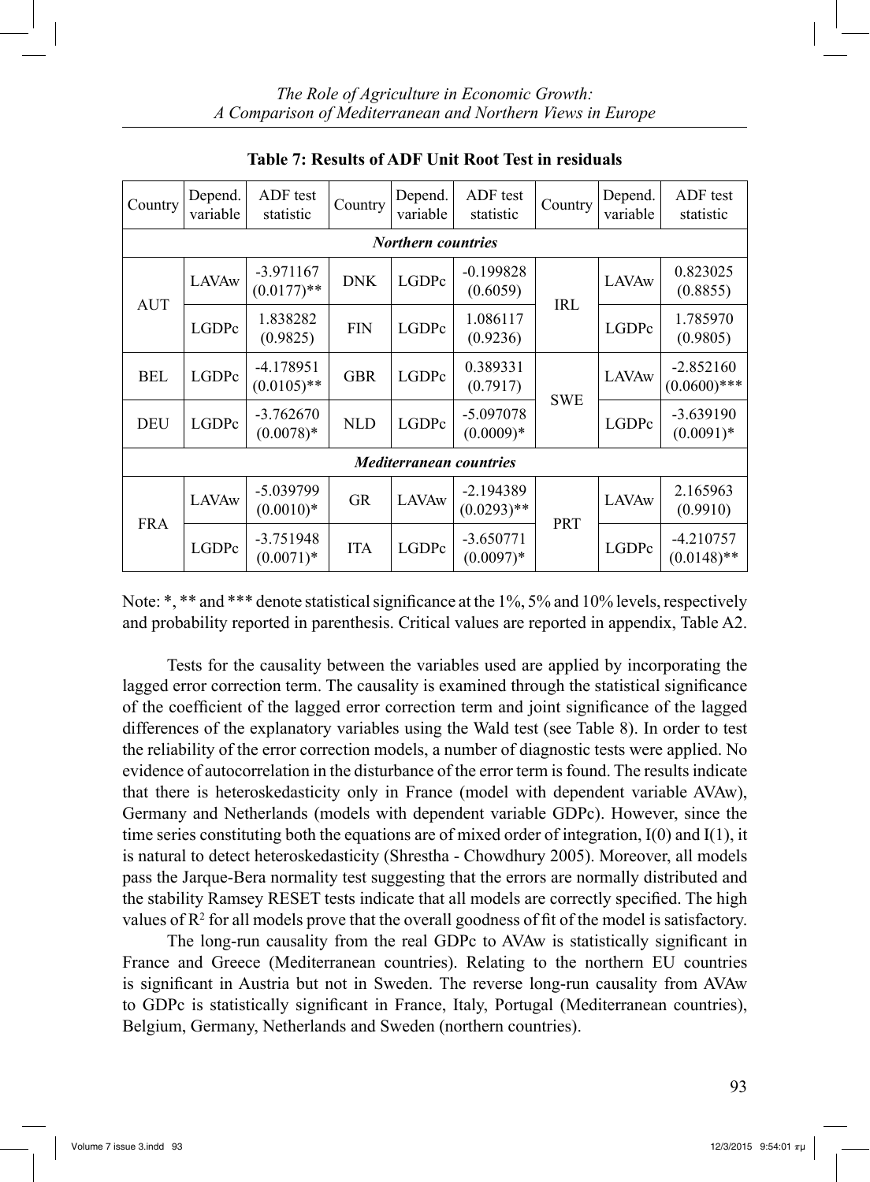**Table 7: Results of ADF Unit Root Test in residuals**

| Country | Depend. variable | ADF test statistic | Country | Depend. variable | ADF test statistic | Country | Depend. variable | ADF test statistic |
|---|---|---|---|---|---|---|---|---|
| ***Northern countries*** | | | | | | | | |
| AUT | LAVAw | -3.971167 (0.0177)** | DNK | LGDPc | -0.199828 (0.6059) | IRL | LAVAw | 0.823025 (0.8855) |
| | LGDPc | 1.838282 (0.9825) | FIN | LGDPc | 1.086117 (0.9236) | | LGDPc | 1.785970 (0.9805) |
| BEL | LGDPc | -4.178951 (0.0105)** | GBR | LGDPc | 0.389331 (0.7917) | SWE | LAVAw | -2.852160 (0.0600)*** |
| DEU | LGDPc | -3.762670 (0.0078)* | NLD | LGDPc | -5.097078 (0.0009)* | | LGDPc | -3.639190 (0.0091)* |
| ***Mediterranean countries*** | | | | | | | | |
| FRA | LAVAw | -5.039799 (0.0010)* | GR | LAVAw | -2.194389 (0.0293)** | PRT | LAVAw | 2.165963 (0.9910) |
| | LGDPc | -3.751948 (0.0071)* | ITA | LGDPc | -3.650771 (0.0097)* | | LGDPc | -4.210757 (0.0148)** |

Note: *, ** and *** denote statistical significance at the 1%, 5% and 10% levels, respectively and probability reported in parenthesis. Critical values are reported in appendix, Table A2.

Tests for the causality between the variables used are applied by incorporating the lagged error correction term. The causality is examined through the statistical significance of the coefficient of the lagged error correction term and joint significance of the lagged differences of the explanatory variables using the Wald test (see Table 8). In order to test the reliability of the error correction models, a number of diagnostic tests were applied. No evidence of autocorrelation in the disturbance of the error term is found. The results indicate that there is heteroskedasticity only in France (model with dependent variable AVAw), Germany and Netherlands (models with dependent variable GDPc). However, since the time series constituting both the equations are of mixed order of integration, I(0) and I(1), it is natural to detect heteroskedasticity (Shrestha - Chowdhury 2005). Moreover, all models pass the Jarque-Bera normality test suggesting that the errors are normally distributed and the stability Ramsey RESET tests indicate that all models are correctly specified. The high values of $R^2$ for all models prove that the overall goodness of fit of the model is satisfactory.

The long-run causality from the real GDPc to AVAw is statistically significant in France and Greece (Mediterranean countries). Relating to the northern EU countries is significant in Austria but not in Sweden. The reverse long-run causality from AVAw to GDPc is statistically significant in France, Italy, Portugal (Mediterranean countries), Belgium, Germany, Netherlands and Sweden (northern countries).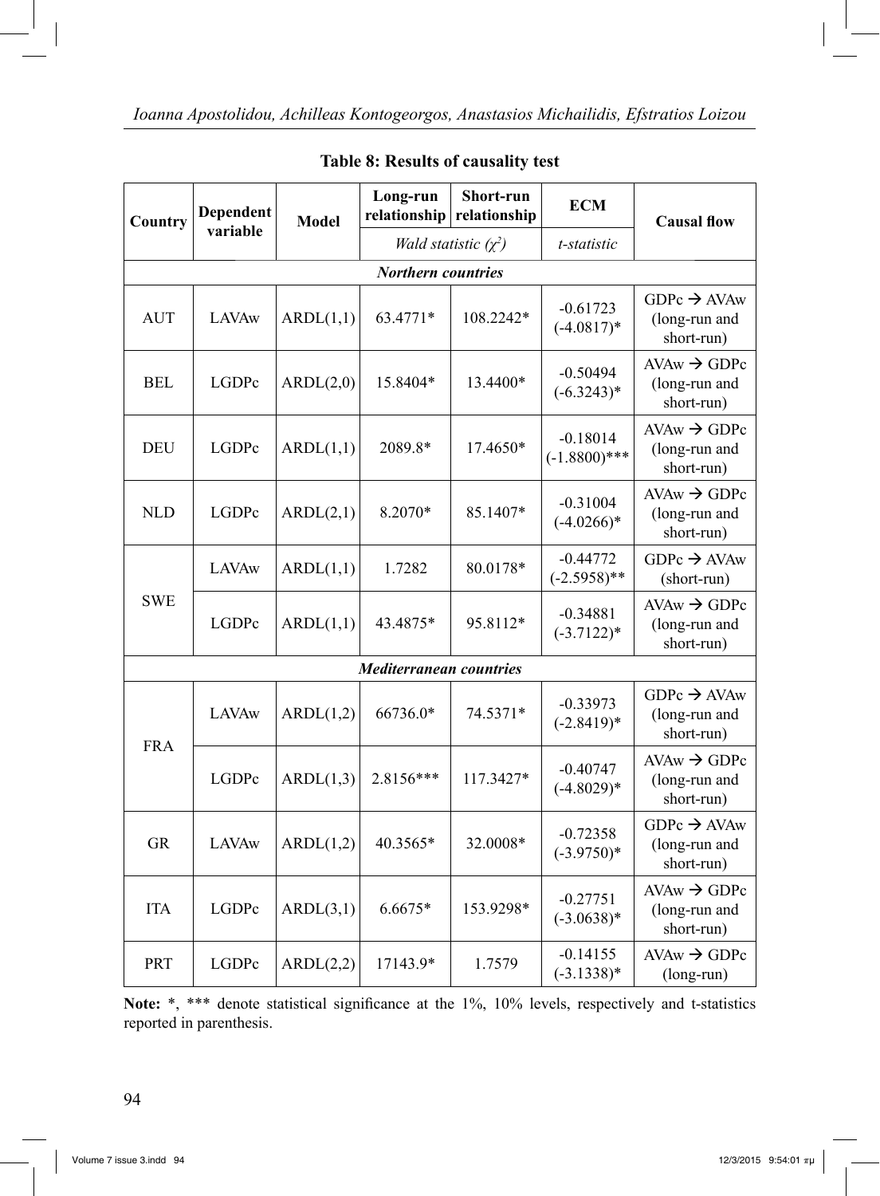**Table 8: Results of causality test**

| Country | Dependent variable | Model | Long-run relationship | Short-run relationship | ECM | Causal flow |
|---|---|---|---|---|---|---|
| | | | *Wald statistic ($\chi^2$)* | | *t-statistic* | |
| ***Northern countries*** | | | | | | |
| AUT | LAVAw | ARDL(1,1) | 63.4771* | 108.2242* | -0.61723 (-4.0817)* | GDPc → AVAw (long-run and short-run) |
| BEL | LGDPc | ARDL(2,0) | 15.8404* | 13.4400* | -0.50494 (-6.3243)* | AVAw → GDPc (long-run and short-run) |
| DEU | LGDPc | ARDL(1,1) | 2089.8* | 17.4650* | -0.18014 (-1.8800)*** | AVAw → GDPc (long-run and short-run) |
| NLD | LGDPc | ARDL(2,1) | 8.2070* | 85.1407* | -0.31004 (-4.0266)* | AVAw → GDPc (long-run and short-run) |
| SWE | LAVAw | ARDL(1,1) | 1.7282 | 80.0178* | -0.44772 (-2.5958)** | GDPc → AVAw (short-run) |
| | LGDPc | ARDL(1,1) | 43.4875* | 95.8112* | -0.34881 (-3.7122)* | AVAw → GDPc (long-run and short-run) |
| ***Mediterranean countries*** | | | | | | |
| FRA | LAVAw | ARDL(1,2) | 66736.0* | 74.5371* | -0.33973 (-2.8419)* | GDPc → AVAw (long-run and short-run) |
| | LGDPc | ARDL(1,3) | 2.8156*** | 117.3427* | -0.40747 (-4.8029)* | AVAw → GDPc (long-run and short-run) |
| GR | LAVAw | ARDL(1,2) | 40.3565* | 32.0008* | -0.72358 (-3.9750)* | GDPc → AVAw (long-run and short-run) |
| ITA | LGDPc | ARDL(3,1) | 6.6675* | 153.9298* | -0.27751 (-3.0638)* | AVAw → GDPc (long-run and short-run) |
| PRT | LGDPc | ARDL(2,2) | 17143.9* | 1.7579 | -0.14155 (-3.1338)* | AVAw → GDPc (long-run) |

**Note:** *, *** denote statistical significance at the 1%, 10% levels, respectively and t-statistics reported in parenthesis.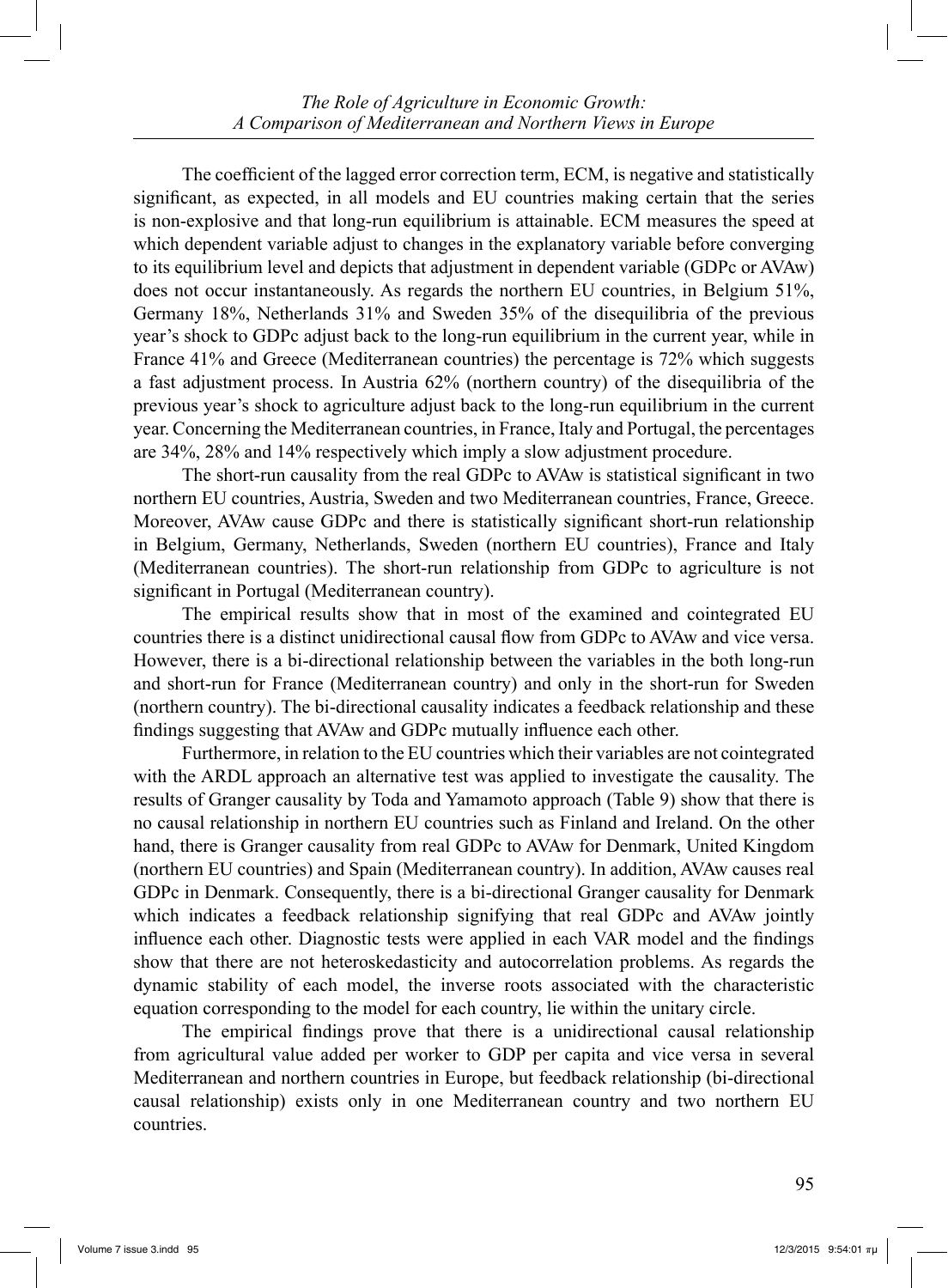The coefficient of the lagged error correction term, ECM, is negative and statistically significant, as expected, in all models and EU countries making certain that the series is non-explosive and that long-run equilibrium is attainable. ECM measures the speed at which dependent variable adjust to changes in the explanatory variable before converging to its equilibrium level and depicts that adjustment in dependent variable (GDPc or AVAw) does not occur instantaneously. As regards the northern EU countries, in Belgium 51%, Germany 18%, Netherlands 31% and Sweden 35% of the disequilibria of the previous year's shock to GDPc adjust back to the long-run equilibrium in the current year, while in France 41% and Greece (Mediterranean countries) the percentage is 72% which suggests a fast adjustment process. In Austria 62% (northern country) of the disequilibria of the previous year's shock to agriculture adjust back to the long-run equilibrium in the current year. Concerning the Mediterranean countries, in France, Italy and Portugal, the percentages are 34%, 28% and 14% respectively which imply a slow adjustment procedure.

The short-run causality from the real GDPc to AVAw is statistical significant in two northern EU countries, Austria, Sweden and two Mediterranean countries, France, Greece. Moreover, AVAw cause GDPc and there is statistically significant short-run relationship in Belgium, Germany, Netherlands, Sweden (northern EU countries), France and Italy (Mediterranean countries). The short-run relationship from GDPc to agriculture is not significant in Portugal (Mediterranean country).

The empirical results show that in most of the examined and cointegrated EU countries there is a distinct unidirectional causal flow from GDPc to AVAw and vice versa. However, there is a bi-directional relationship between the variables in the both long-run and short-run for France (Mediterranean country) and only in the short-run for Sweden (northern country). The bi-directional causality indicates a feedback relationship and these findings suggesting that AVAw and GDPc mutually influence each other.

Furthermore, in relation to the EU countries which their variables are not cointegrated with the ARDL approach an alternative test was applied to investigate the causality. The results of Granger causality by Toda and Yamamoto approach (Table 9) show that there is no causal relationship in northern EU countries such as Finland and Ireland. On the other hand, there is Granger causality from real GDPc to AVAw for Denmark, United Kingdom (northern EU countries) and Spain (Mediterranean country). In addition, AVAw causes real GDPc in Denmark. Consequently, there is a bi-directional Granger causality for Denmark which indicates a feedback relationship signifying that real GDPc and AVAw jointly influence each other. Diagnostic tests were applied in each VAR model and the findings show that there are not heteroskedasticity and autocorrelation problems. As regards the dynamic stability of each model, the inverse roots associated with the characteristic equation corresponding to the model for each country, lie within the unitary circle.

The empirical findings prove that there is a unidirectional causal relationship from agricultural value added per worker to GDP per capita and vice versa in several Mediterranean and northern countries in Europe, but feedback relationship (bi-directional causal relationship) exists only in one Mediterranean country and two northern EU countries.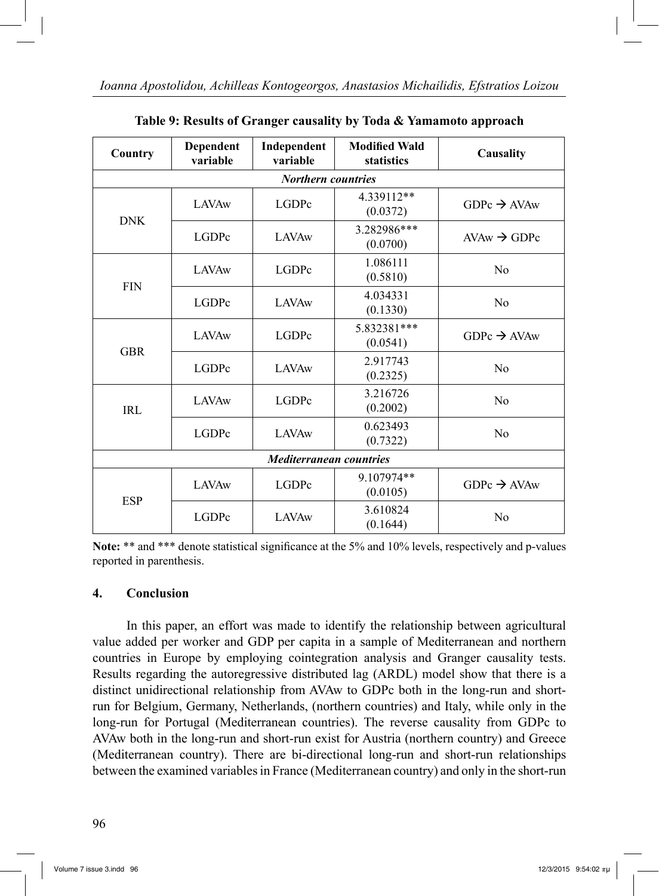**Table 9: Results of Granger causality by Toda & Yamamoto approach**

| Country | Dependent variable | Independent variable | Modified Wald statistics | Causality |
|---|---|---|---|---|
| ***Northern countries*** | | | | |
| DNK | LAVAw | LGDPc | 4.339112** (0.0372) | GDPc → AVAw |
| | LGDPc | LAVAw | 3.282986*** (0.0700) | AVAw → GDPc |
| FIN | LAVAw | LGDPc | 1.086111 (0.5810) | No |
| | LGDPc | LAVAw | 4.034331 (0.1330) | No |
| GBR | LAVAw | LGDPc | 5.832381*** (0.0541) | GDPc → AVAw |
| | LGDPc | LAVAw | 2.917743 (0.2325) | No |
| IRL | LAVAw | LGDPc | 3.216726 (0.2002) | No |
| | LGDPc | LAVAw | 0.623493 (0.7322) | No |
| ***Mediterranean countries*** | | | | |
| ESP | LAVAw | LGDPc | 9.107974** (0.0105) | GDPc → AVAw |
| | LGDPc | LAVAw | 3.610824 (0.1644) | No |

**Note:** ** and *** denote statistical significance at the 5% and 10% levels, respectively and p-values reported in parenthesis.

## 4. Conclusion

In this paper, an effort was made to identify the relationship between agricultural value added per worker and GDP per capita in a sample of Mediterranean and northern countries in Europe by employing cointegration analysis and Granger causality tests. Results regarding the autoregressive distributed lag (ARDL) model show that there is a distinct unidirectional relationship from AVAw to GDPc both in the long-run and short-run for Belgium, Germany, Netherlands, (northern countries) and Italy, while only in the long-run for Portugal (Mediterranean countries). The reverse causality from GDPc to AVAw both in the long-run and short-run exist for Austria (northern country) and Greece (Mediterranean country). There are bi-directional long-run and short-run relationships between the examined variables in France (Mediterranean country) and only in the short-run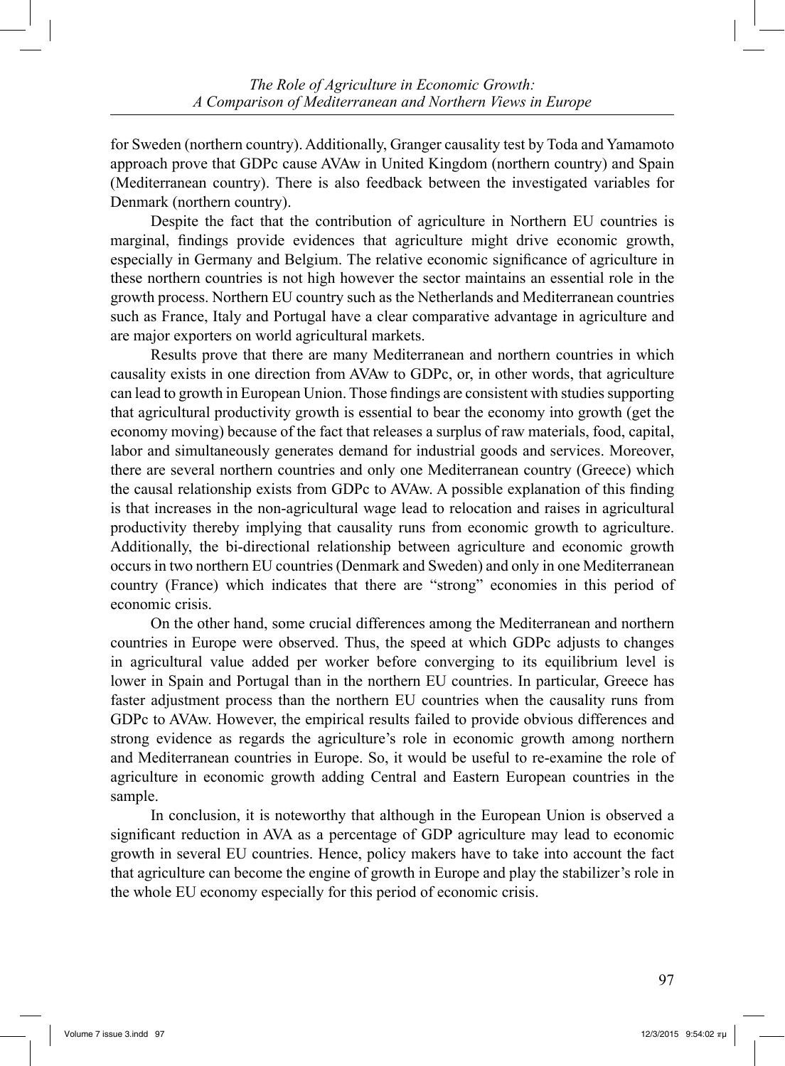for Sweden (northern country). Additionally, Granger causality test by Toda and Yamamoto approach prove that GDPc cause AVAw in United Kingdom (northern country) and Spain (Mediterranean country). There is also feedback between the investigated variables for Denmark (northern country).

Despite the fact that the contribution of agriculture in Northern EU countries is marginal, findings provide evidences that agriculture might drive economic growth, especially in Germany and Belgium. The relative economic significance of agriculture in these northern countries is not high however the sector maintains an essential role in the growth process. Northern EU country such as the Netherlands and Mediterranean countries such as France, Italy and Portugal have a clear comparative advantage in agriculture and are major exporters on world agricultural markets.

Results prove that there are many Mediterranean and northern countries in which causality exists in one direction from AVAw to GDPc, or, in other words, that agriculture can lead to growth in European Union. Those findings are consistent with studies supporting that agricultural productivity growth is essential to bear the economy into growth (get the economy moving) because of the fact that releases a surplus of raw materials, food, capital, labor and simultaneously generates demand for industrial goods and services. Moreover, there are several northern countries and only one Mediterranean country (Greece) which the causal relationship exists from GDPc to AVAw. A possible explanation of this finding is that increases in the non-agricultural wage lead to relocation and raises in agricultural productivity thereby implying that causality runs from economic growth to agriculture. Additionally, the bi-directional relationship between agriculture and economic growth occurs in two northern EU countries (Denmark and Sweden) and only in one Mediterranean country (France) which indicates that there are "strong" economies in this period of economic crisis.

On the other hand, some crucial differences among the Mediterranean and northern countries in Europe were observed. Thus, the speed at which GDPc adjusts to changes in agricultural value added per worker before converging to its equilibrium level is lower in Spain and Portugal than in the northern EU countries. In particular, Greece has faster adjustment process than the northern EU countries when the causality runs from GDPc to AVAw. However, the empirical results failed to provide obvious differences and strong evidence as regards the agriculture's role in economic growth among northern and Mediterranean countries in Europe. So, it would be useful to re-examine the role of agriculture in economic growth adding Central and Eastern European countries in the sample.

In conclusion, it is noteworthy that although in the European Union is observed a significant reduction in AVA as a percentage of GDP agriculture may lead to economic growth in several EU countries. Hence, policy makers have to take into account the fact that agriculture can become the engine of growth in Europe and play the stabilizer's role in the whole EU economy especially for this period of economic crisis.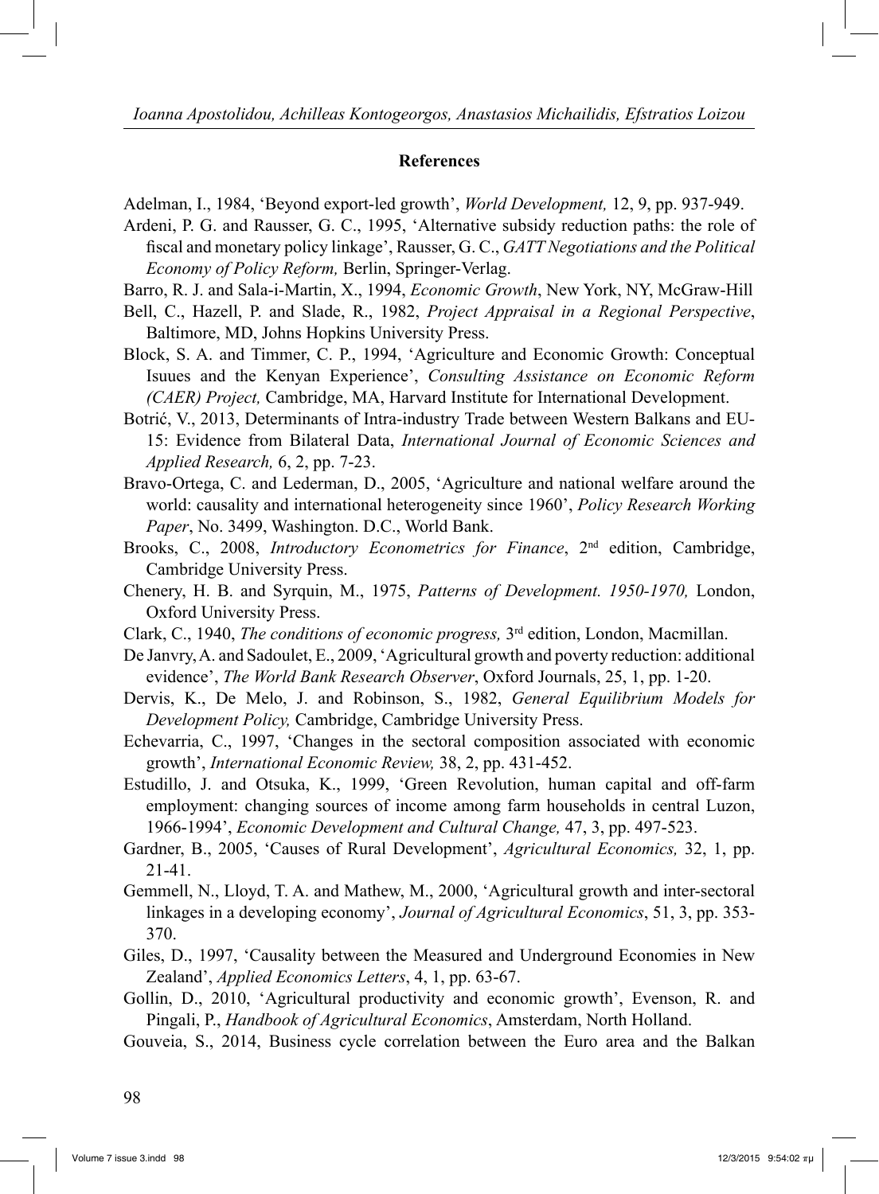## References

Adelman, I., 1984, 'Beyond export-led growth', *World Development,* 12, 9, pp. 937-949.

Ardeni, P. G. and Rausser, G. C., 1995, 'Alternative subsidy reduction paths: the role of fiscal and monetary policy linkage', Rausser, G. C., *GATT Negotiations and the Political Economy of Policy Reform,* Berlin, Springer-Verlag.

Barro, R. J. and Sala-i-Martin, X., 1994, *Economic Growth*, New York, NY, McGraw-Hill

Bell, C., Hazell, P. and Slade, R., 1982, *Project Appraisal in a Regional Perspective*, Baltimore, MD, Johns Hopkins University Press.

Block, S. A. and Timmer, C. P., 1994, 'Agriculture and Economic Growth: Conceptual Isuues and the Kenyan Experience', *Consulting Assistance on Economic Reform (CAER) Project,* Cambridge, MA, Harvard Institute for International Development.

Botrić, V., 2013, Determinants of Intra-industry Trade between Western Balkans and EU-15: Evidence from Bilateral Data, *International Journal of Economic Sciences and Applied Research,* 6, 2, pp. 7-23.

Bravo-Ortega, C. and Lederman, D., 2005, 'Agriculture and national welfare around the world: causality and international heterogeneity since 1960', *Policy Research Working Paper*, No. 3499, Washington. D.C., World Bank.

Brooks, C., 2008, *Introductory Econometrics for Finance*, 2nd edition, Cambridge, Cambridge University Press.

Chenery, H. B. and Syrquin, M., 1975, *Patterns of Development. 1950-1970,* London, Oxford University Press.

Clark, C., 1940, *The conditions of economic progress,* 3rd edition, London, Macmillan.

De Janvry, A. and Sadoulet, E., 2009, 'Agricultural growth and poverty reduction: additional evidence', *The World Bank Research Observer*, Oxford Journals, 25, 1, pp. 1-20.

Dervis, K., De Melo, J. and Robinson, S., 1982, *General Equilibrium Models for Development Policy,* Cambridge, Cambridge University Press.

Echevarria, C., 1997, 'Changes in the sectoral composition associated with economic growth', *International Economic Review,* 38, 2, pp. 431-452.

Estudillo, J. and Otsuka, K., 1999, 'Green Revolution, human capital and off-farm employment: changing sources of income among farm households in central Luzon, 1966-1994', *Economic Development and Cultural Change,* 47, 3, pp. 497-523.

Gardner, B., 2005, 'Causes of Rural Development', *Agricultural Economics,* 32, 1, pp. 21-41.

Gemmell, N., Lloyd, T. A. and Mathew, M., 2000, 'Agricultural growth and inter-sectoral linkages in a developing economy', *Journal of Agricultural Economics*, 51, 3, pp. 353-370.

Giles, D., 1997, 'Causality between the Measured and Underground Economies in New Zealand', *Applied Economics Letters*, 4, 1, pp. 63-67.

Gollin, D., 2010, 'Agricultural productivity and economic growth', Evenson, R. and Pingali, P., *Handbook of Agricultural Economics*, Amsterdam, North Holland.

Gouveia, S., 2014, Business cycle correlation between the Euro area and the Balkan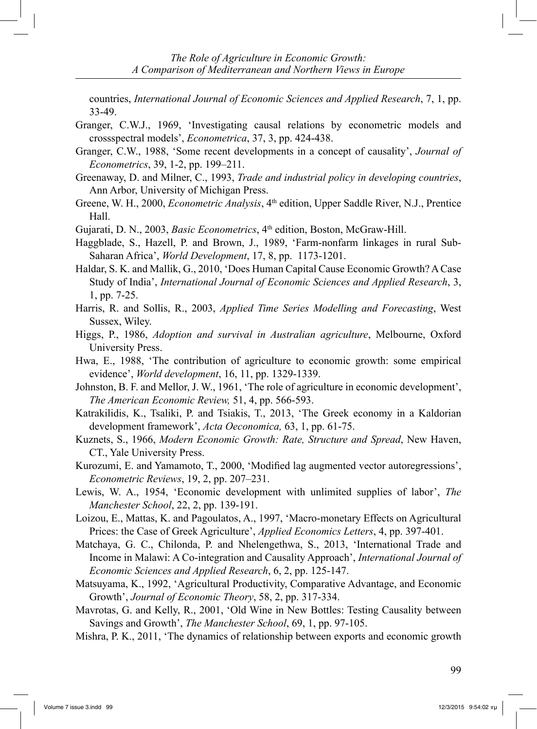countries, *International Journal of Economic Sciences and Applied Research*, 7, 1, pp. 33-49.

Granger, C.W.J., 1969, 'Investigating causal relations by econometric models and crossspectral models', *Econometrica*, 37, 3, pp. 424-438.

Granger, C.W., 1988, 'Some recent developments in a concept of causality', *Journal of Econometrics*, 39, 1-2, pp. 199–211.

Greenaway, D. and Milner, C., 1993, *Trade and industrial policy in developing countries*, Ann Arbor, University of Michigan Press.

Greene, W. H., 2000, *Econometric Analysis*, 4th edition, Upper Saddle River, N.J., Prentice Hall.

Gujarati, D. N., 2003, *Basic Econometrics*, 4th edition, Boston, McGraw-Hill.

Haggblade, S., Hazell, P. and Brown, J., 1989, 'Farm-nonfarm linkages in rural Sub-Saharan Africa', *World Development*, 17, 8, pp. 1173-1201.

Haldar, S. K. and Mallik, G., 2010, 'Does Human Capital Cause Economic Growth? A Case Study of India', *International Journal of Economic Sciences and Applied Research*, 3, 1, pp. 7-25.

Harris, R. and Sollis, R., 2003, *Applied Time Series Modelling and Forecasting*, West Sussex, Wiley.

Higgs, P., 1986, *Adoption and survival in Australian agriculture*, Melbourne, Oxford University Press.

Hwa, E., 1988, 'The contribution of agriculture to economic growth: some empirical evidence', *World development*, 16, 11, pp. 1329-1339.

Johnston, B. F. and Mellor, J. W., 1961, 'The role of agriculture in economic development', *The American Economic Review,* 51, 4, pp. 566-593.

Katrakilidis, K., Tsaliki, P. and Tsiakis, T., 2013, 'The Greek economy in a Kaldorian development framework', *Acta Oeconomica,* 63, 1, pp. 61-75.

Kuznets, S., 1966, *Modern Economic Growth: Rate, Structure and Spread*, New Haven, CT., Yale University Press.

Kurozumi, E. and Yamamoto, T., 2000, 'Modified lag augmented vector autoregressions', *Econometric Reviews*, 19, 2, pp. 207–231.

Lewis, W. A., 1954, 'Economic development with unlimited supplies of labor', *The Manchester School*, 22, 2, pp. 139-191.

Loizou, E., Mattas, K. and Pagoulatos, A., 1997, 'Macro-monetary Effects on Agricultural Prices: the Case of Greek Agriculture', *Applied Economics Letters*, 4, pp. 397-401.

Matchaya, G. C., Chilonda, P. and Nhelengethwa, S., 2013, 'International Trade and Income in Malawi: A Co-integration and Causality Approach', *International Journal of Economic Sciences and Applied Research*, 6, 2, pp. 125-147.

Matsuyama, K., 1992, 'Agricultural Productivity, Comparative Advantage, and Economic Growth', *Journal of Economic Theory*, 58, 2, pp. 317-334.

Mavrotas, G. and Kelly, R., 2001, 'Old Wine in New Bottles: Testing Causality between Savings and Growth', *The Manchester School*, 69, 1, pp. 97-105.

Mishra, P. K., 2011, 'The dynamics of relationship between exports and economic growth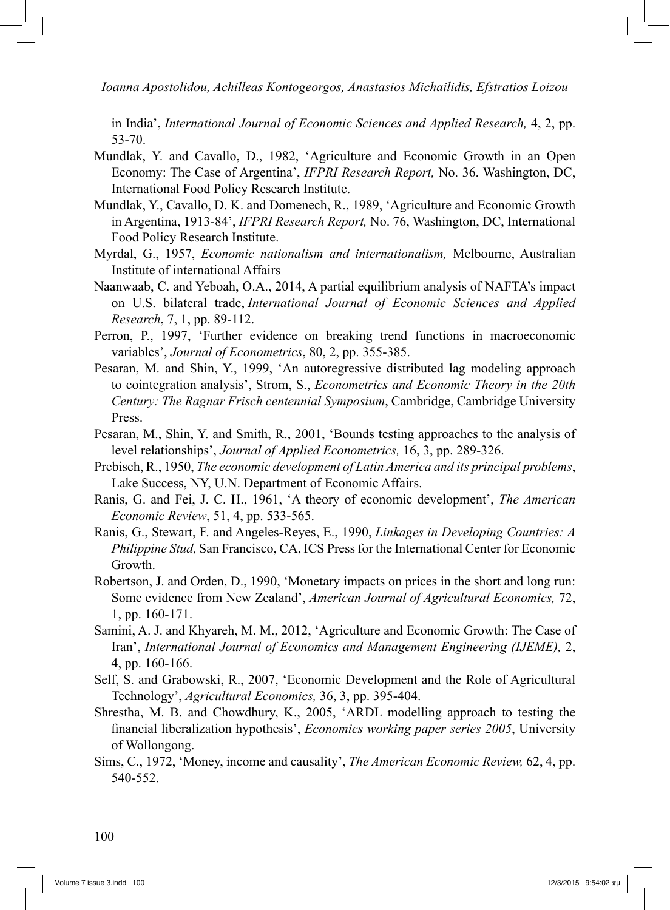in India', *International Journal of Economic Sciences and Applied Research,* 4, 2, pp. 53-70.

Mundlak, Y. and Cavallo, D., 1982, 'Agriculture and Economic Growth in an Open Economy: The Case of Argentina', *IFPRI Research Report,* No. 36. Washington, DC, International Food Policy Research Institute.

Mundlak, Y., Cavallo, D. K. and Domenech, R., 1989, 'Agriculture and Economic Growth in Argentina, 1913-84', *IFPRI Research Report,* No. 76, Washington, DC, International Food Policy Research Institute.

Myrdal, G., 1957, *Economic nationalism and internationalism,* Melbourne, Australian Institute of international Affairs

Naanwaab, C. and Yeboah, O.A., 2014, A partial equilibrium analysis of NAFTA's impact on U.S. bilateral trade, *International Journal of Economic Sciences and Applied Research*, 7, 1, pp. 89-112.

Perron, P., 1997, 'Further evidence on breaking trend functions in macroeconomic variables', *Journal of Econometrics*, 80, 2, pp. 355-385.

Pesaran, M. and Shin, Y., 1999, 'An autoregressive distributed lag modeling approach to cointegration analysis', Strom, S., *Econometrics and Economic Theory in the 20th Century: The Ragnar Frisch centennial Symposium*, Cambridge, Cambridge University Press.

Pesaran, M., Shin, Y. and Smith, R., 2001, 'Bounds testing approaches to the analysis of level relationships', *Journal of Applied Econometrics,* 16, 3, pp. 289-326.

Prebisch, R., 1950, *The economic development of Latin America and its principal problems*, Lake Success, NY, U.N. Department of Economic Affairs.

Ranis, G. and Fei, J. C. H., 1961, 'A theory of economic development', *The American Economic Review*, 51, 4, pp. 533-565.

Ranis, G., Stewart, F. and Angeles-Reyes, E., 1990, *Linkages in Developing Countries: A Philippine Stud,* San Francisco, CA, ICS Press for the International Center for Economic Growth.

Robertson, J. and Orden, D., 1990, 'Monetary impacts on prices in the short and long run: Some evidence from New Zealand', *American Journal of Agricultural Economics,* 72, 1, pp. 160-171.

Samini, A. J. and Khyareh, M. M., 2012, 'Agriculture and Economic Growth: The Case of Iran', *International Journal of Economics and Management Engineering (IJEME),* 2, 4, pp. 160-166.

Self, S. and Grabowski, R., 2007, 'Economic Development and the Role of Agricultural Technology', *Agricultural Economics,* 36, 3, pp. 395-404.

Shrestha, M. B. and Chowdhury, K., 2005, 'ARDL modelling approach to testing the financial liberalization hypothesis', *Economics working paper series 2005*, University of Wollongong.

Sims, C., 1972, 'Money, income and causality', *The American Economic Review,* 62, 4, pp. 540-552.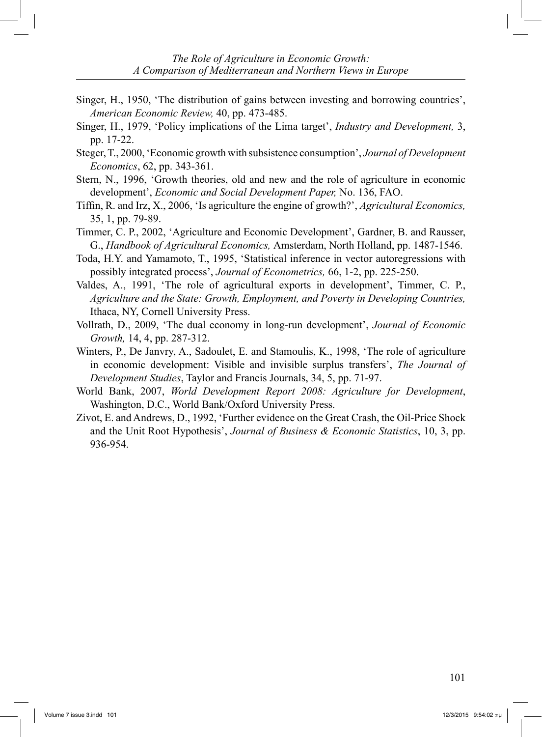Singer, H., 1950, 'The distribution of gains between investing and borrowing countries', *American Economic Review,* 40, pp. 473-485.

Singer, H., 1979, 'Policy implications of the Lima target', *Industry and Development,* 3, pp. 17-22.

Steger, T., 2000, 'Economic growth with subsistence consumption', *Journal of Development Economics*, 62, pp. 343-361.

Stern, N., 1996, 'Growth theories, old and new and the role of agriculture in economic development', *Economic and Social Development Paper,* No. 136, FAO.

Tiffin, R. and Irz, X., 2006, 'Is agriculture the engine of growth?', *Agricultural Economics,* 35, 1, pp. 79-89.

Timmer, C. P., 2002, 'Agriculture and Economic Development', Gardner, B. and Rausser, G., *Handbook of Agricultural Economics,* Amsterdam, North Holland, pp. 1487-1546.

Toda, H.Y. and Yamamoto, T., 1995, 'Statistical inference in vector autoregressions with possibly integrated process', *Journal of Econometrics,* 66, 1-2, pp. 225-250.

Valdes, A., 1991, 'The role of agricultural exports in development', Timmer, C. P., *Agriculture and the State: Growth, Employment, and Poverty in Developing Countries,* Ithaca, NY, Cornell University Press.

Vollrath, D., 2009, 'The dual economy in long-run development', *Journal of Economic Growth,* 14, 4, pp. 287-312.

Winters, P., De Janvry, A., Sadoulet, E. and Stamoulis, K., 1998, 'The role of agriculture in economic development: Visible and invisible surplus transfers', *The Journal of Development Studies*, Taylor and Francis Journals, 34, 5, pp. 71-97.

World Bank, 2007, *World Development Report 2008: Agriculture for Development*, Washington, D.C., World Bank/Oxford University Press.

Zivot, E. and Andrews, D., 1992, 'Further evidence on the Great Crash, the Oil-Price Shock and the Unit Root Hypothesis', *Journal of Business & Economic Statistics*, 10, 3, pp. 936-954.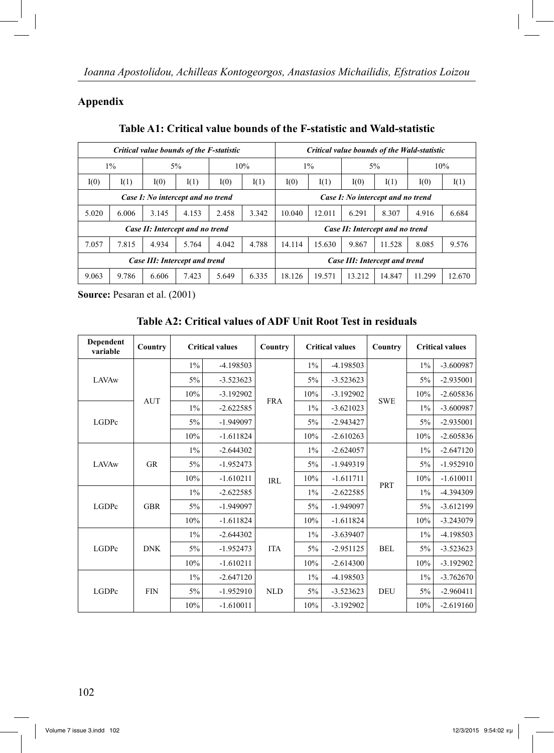## Appendix

**Table A1: Critical value bounds of the F-statistic and Wald-statistic**

| *Critical value bounds of the F-statistic* | | | | | | *Critical value bounds of the Wald-statistic* | | | | | |
|---|---|---|---|---|---|---|---|---|---|---|---|
| 1% | | 5% | | 10% | | 1% | | 5% | | 10% | |
| I(0) | I(1) | I(0) | I(1) | I(0) | I(1) | I(0) | I(1) | I(0) | I(1) | I(0) | I(1) |
| *Case I: No intercept and no trend* | | | | | | *Case I: No intercept and no trend* | | | | | |
| 5.020 | 6.006 | 3.145 | 4.153 | 2.458 | 3.342 | 10.040 | 12.011 | 6.291 | 8.307 | 4.916 | 6.684 |
| *Case II: Intercept and no trend* | | | | | | *Case II: Intercept and no trend* | | | | | |
| 7.057 | 7.815 | 4.934 | 5.764 | 4.042 | 4.788 | 14.114 | 15.630 | 9.867 | 11.528 | 8.085 | 9.576 |
| *Case III: Intercept and trend* | | | | | | *Case III: Intercept and trend* | | | | | |
| 9.063 | 9.786 | 6.606 | 7.423 | 5.649 | 6.335 | 18.126 | 19.571 | 13.212 | 14.847 | 11.299 | 12.670 |

**Source:** Pesaran et al. (2001)

**Table A2: Critical values of ADF Unit Root Test in residuals**

| Dependent variable | Country | Critical values | | Country | Critical values | | Country | Critical values | |
|---|---|---|---|---|---|---|---|---|---|
| LAVAw | AUT | 1% | -4.198503 | FRA | 1% | -4.198503 | SWE | 1% | -3.600987 |
| | | 5% | -3.523623 | | 5% | -3.523623 | | 5% | -2.935001 |
| | | 10% | -3.192902 | | 10% | -3.192902 | | 10% | -2.605836 |
| LGDPc | | 1% | -2.622585 | | 1% | -3.621023 | | 1% | -3.600987 |
| | | 5% | -1.949097 | | 5% | -2.943427 | | 5% | -2.935001 |
| | | 10% | -1.611824 | | 10% | -2.610263 | | 10% | -2.605836 |
| LAVAw | GR | 1% | -2.644302 | IRL | 1% | -2.624057 | PRT | 1% | -2.647120 |
| | | 5% | -1.952473 | | 5% | -1.949319 | | 5% | -1.952910 |
| | | 10% | -1.610211 | | 10% | -1.611711 | | 10% | -1.610011 |
| LGDPc | GBR | 1% | -2.622585 | | 1% | -2.622585 | | 1% | -4.394309 |
| | | 5% | -1.949097 | | 5% | -1.949097 | | 5% | -3.612199 |
| | | 10% | -1.611824 | | 10% | -1.611824 | | 10% | -3.243079 |
| LGDPc | DNK | 1% | -2.644302 | ITA | 1% | -3.639407 | BEL | 1% | -4.198503 |
| | | 5% | -1.952473 | | 5% | -2.951125 | | 5% | -3.523623 |
| | | 10% | -1.610211 | | 10% | -2.614300 | | 10% | -3.192902 |
| LGDPc | FIN | 1% | -2.647120 | NLD | 1% | -4.198503 | DEU | 1% | -3.762670 |
| | | 5% | -1.952910 | | 5% | -3.523623 | | 5% | -2.960411 |
| | | 10% | -1.610011 | | 10% | -3.192902 | | 10% | -2.619160 |